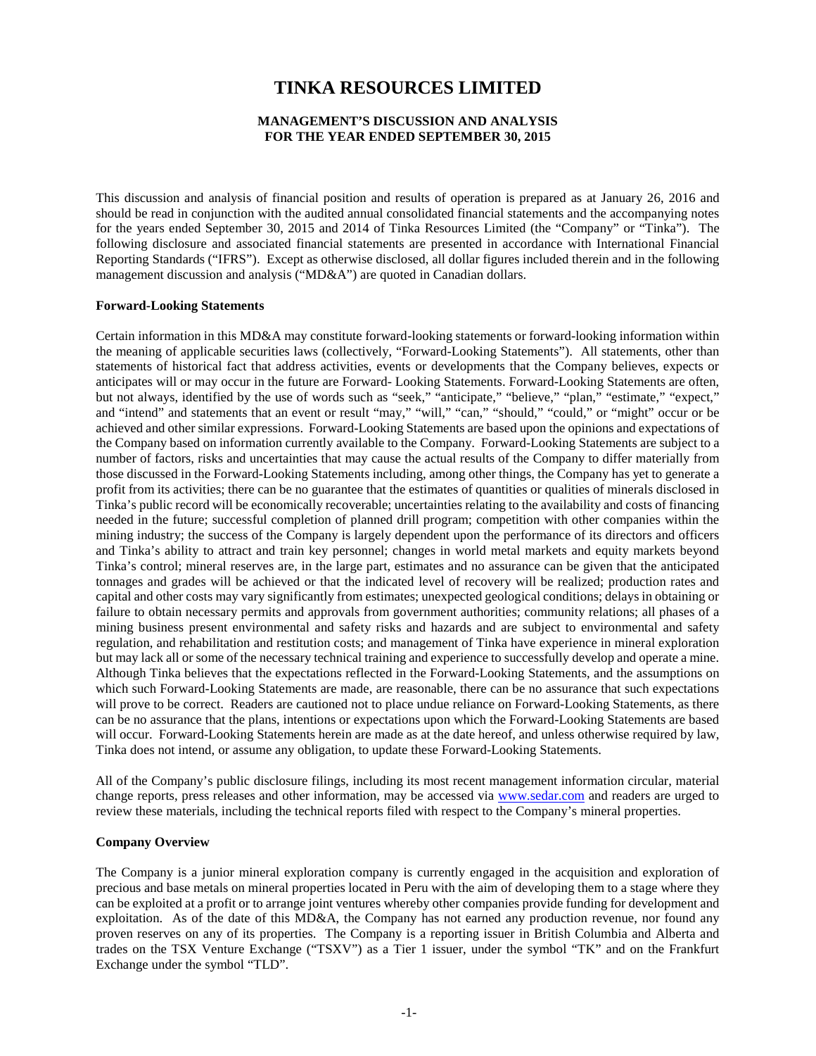# TINKA RESOURCES LIMITED

## MANAGEMENT'S DISCUSSION AND ANALYSIS FOR THE YEAR ENDED SEPTEMBER 30, 2015

This discussion and analysis of financial position and results of operation is prepared as at January 26, 2016 and should be read in conjunction with the audited annual consolidated financial statements and the accompanying notes for the years ended September 30, 2015 and 2014 of Tinka Resources Limited (the "Company" or "Tinka"). The following disclosure and associated financial statements are presented in accordance with International Financial Reporting Standards ("IFRS"). Except as otherwise disclosed, all dollar figures included therein and in the following management discussion and analysis ("MD&A") are quoted in Canadian dollars.

**Forward-Looking Statements**

Certain information in this MD&A may constitute forward-looking statements or forward-looking information within the meaning of applicable securities laws (collectively, "Forward-Looking Statements"). All statements, other than statements of historical fact that address activities, events or developments that the Company believes, expects or anticipates will or may occur in the future are Forward- Looking Statements. Forward-Looking Statements are often, but not always, identified by the use of words such as "seek," "anticipate," "believe," "plan," "estimate," "expect," and "intend" and statements that an event or result "may," "will," "can," "should," "could," or "might" occur or be achieved and other similar expressions. Forward-Looking Statements are based upon the opinions and expectations of the Company based on information currently available to the Company. Forward-Looking Statements are subject to a number of factors, risks and uncertainties that may cause the actual results of the Company to differ materially from those discussed in the Forward-Looking Statements including, among other things, the Company has yet to generate a profit from its activities; there can be no guarantee that the estimates of quantities or qualities of minerals disclosed in Tinka's public record will be economically recoverable; uncertainties relating to the availability and costs of financing needed in the future; successful completion of planned drill program; competition with other companies within the mining industry; the success of the Company is largely dependent upon the performance of its directors and officers and Tinka's ability to attract and train key personnel; changes in world metal markets and equity markets beyond Tinka's control; mineral reserves are, in the large part, estimates and no assurance can be given that the anticipated tonnages and grades will be achieved or that the indicated level of recovery will be realized; production rates and capital and other costs may vary significantly from estimates; unexpected geological conditions; delays in obtaining or failure to obtain necessary permits and approvals from government authorities; community relations; all phases of a mining business present environmental and safety risks and hazards and are subject to environmental and safety regulation, and rehabilitation and restitution costs; and management of Tinka have experience in mineral exploration but may lack all or some of the necessary technical training and experience to successfully develop and operate a mine. Although Tinka believes that the expectations reflected in the Forward-Looking Statements, and the assumptions on which such Forward-Looking Statements are made, are reasonable, there can be no assurance that such expectations will prove to be correct. Readers are cautioned not to place undue reliance on Forward-Looking Statements, as there can be no assurance that the plans, intentions or expectations upon which the Forward-Looking Statements are based will occur. Forward-Looking Statements herein are made as at the date hereof, and unless otherwise required by law, Tinka does not intend, or assume any obligation, to update these Forward-Looking Statements.

All of the Company's public disclosure filings, including its most recent management information circular, material change reports, press releases and other information, may be accessed via www.sedar.com and readers are urged to review these materials, including the technical reports filed with respect to the Company's mineral properties.

**Company Overview**

The Company is a junior mineral exploration company is currently engaged in the acquisition and exploration of precious and base metals on mineral properties located in Peru with the aim of developing them to a stage where they can be exploited at a profit or to arrange joint ventures whereby other companies provide funding for development and exploitation. As of the date of this MD&A, the Company has not earned any production revenue, nor found any proven reserves on any of its properties. The Company is a reporting issuer in British Columbia and Alberta and trades on the TSX Venture Exchange ("TSXV") as a Tier 1 issuer, under the symbol "TK" and on the Frankfurt Exchange under the symbol "TLD".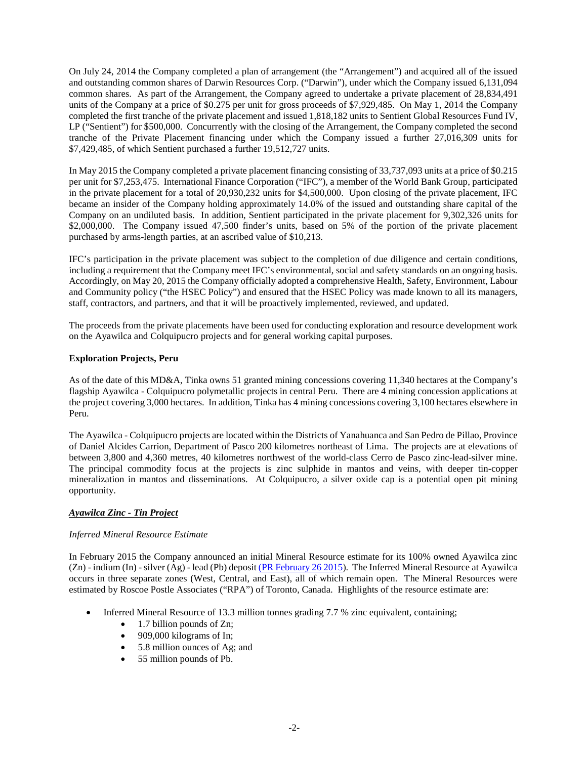On July 24, 2014 the Company completed a plan of arrangement (the "Arrangement") and acquired all of the issued and outstanding common shares of Darwin Resources Corp. ("Darwin"), under which the Company issued 6,131,094 common shares. As part of the Arrangement, the Company agreed to undertake a private placement of 28,834,491 units of the Company at a price of $0.275 per unit for gross proceeds of $7,929,485. On May 1, 2014 the Company completed the first tranche of the private placement and issued 1,818,182 units to Sentient Global Resources Fund IV, LP ("Sentient") for $500,000. Concurrently with the closing of the Arrangement, the Company completed the second tranche of the Private Placement financing under which the Company issued a further 27,016,309 units for $7,429,485, of which Sentient purchased a further 19,512,727 units.

In May 2015 the Company completed a private placement financing consisting of 33,737,093 units at a price of $0.215 per unit for $7,253,475. International Finance Corporation ("IFC"), a member of the World Bank Group, participated in the private placement for a total of 20,930,232 units for $4,500,000. Upon closing of the private placement, IFC became an insider of the Company holding approximately 14.0% of the issued and outstanding share capital of the Company on an undiluted basis. In addition, Sentient participated in the private placement for 9,302,326 units for $2,000,000. The Company issued 47,500 finder's units, based on 5% of the portion of the private placement purchased by arms-length parties, at an ascribed value of $10,213.

IFC's participation in the private placement was subject to the completion of due diligence and certain conditions, including a requirement that the Company meet IFC's environmental, social and safety standards on an ongoing basis. Accordingly, on May 20, 2015 the Company officially adopted a comprehensive Health, Safety, Environment, Labour and Community policy ("the HSEC Policy") and ensured that the HSEC Policy was made known to all its managers, staff, contractors, and partners, and that it will be proactively implemented, reviewed, and updated.

The proceeds from the private placements have been used for conducting exploration and resource development work on the Ayawilca and Colquipucro projects and for general working capital purposes.

**Exploration Projects, Peru**

As of the date of this MD&A, Tinka owns 51 granted mining concessions covering 11,340 hectares at the Company's flagship Ayawilca - Colquipucro polymetallic projects in central Peru. There are 4 mining concession applications at the project covering 3,000 hectares. In addition, Tinka has 4 mining concessions covering 3,100 hectares elsewhere in Peru.

The Ayawilca - Colquipucro projects are located within the Districts of Yanahuanca and San Pedro de Pillao, Province of Daniel Alcides Carrion, Department of Pasco 200 kilometres northeast of Lima. The projects are at elevations of between 3,800 and 4,360 metres, 40 kilometres northwest of the world-class Cerro de Pasco zinc-lead-silver mine. The principal commodity focus at the projects is zinc sulphide in mantos and veins, with deeper tin-copper mineralization in mantos and disseminations. At Colquipucro, a silver oxide cap is a potential open pit mining opportunity.

***Ayawilca Zinc - Tin Project***

*Inferred Mineral Resource Estimate*

In February 2015 the Company announced an initial Mineral Resource estimate for its 100% owned Ayawilca zinc (Zn) - indium (In) - silver (Ag) - lead (Pb) deposit (PR February 26 2015). The Inferred Mineral Resource at Ayawilca occurs in three separate zones (West, Central, and East), all of which remain open. The Mineral Resources were estimated by Roscoe Postle Associates ("RPA") of Toronto, Canada. Highlights of the resource estimate are:

- Inferred Mineral Resource of 13.3 million tonnes grading 7.7 % zinc equivalent, containing;
  - 1.7 billion pounds of Zn;
  - 909,000 kilograms of In;
  - 5.8 million ounces of Ag; and
  - 55 million pounds of Pb.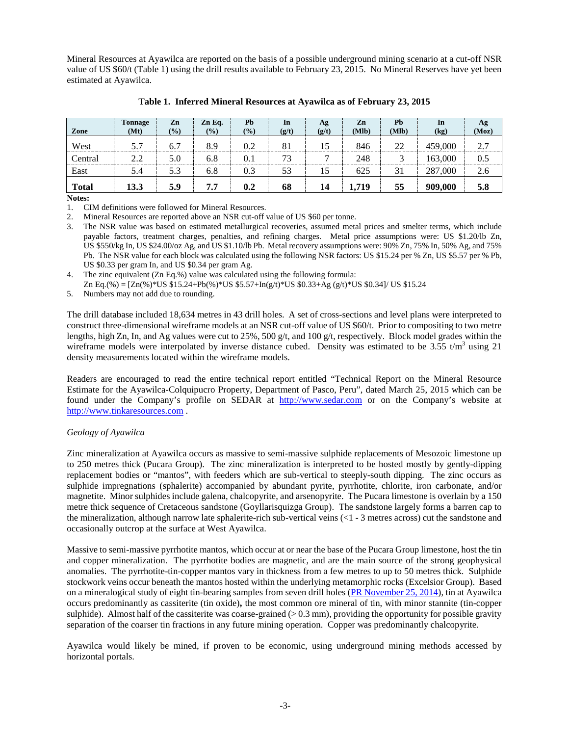Mineral Resources at Ayawilca are reported on the basis of a possible underground mining scenario at a cut-off NSR value of US $60/t (Table 1) using the drill results available to February 23, 2015. No Mineral Reserves have yet been estimated at Ayawilca.

**Table 1. Inferred Mineral Resources at Ayawilca as of February 23, 2015**

| Zone | Tonnage (Mt) | Zn (%) | Zn Eq. (%) | Pb (%) | In (g/t) | Ag (g/t) | Zn (Mlb) | Pb (Mlb) | In (kg) | Ag (Moz) |
|---|---|---|---|---|---|---|---|---|---|---|
| West | 5.7 | 6.7 | 8.9 | 0.2 | 81 | 15 | 846 | 22 | 459,000 | 2.7 |
| Central | 2.2 | 5.0 | 6.8 | 0.1 | 73 | 7 | 248 | 3 | 163,000 | 0.5 |
| East | 5.4 | 5.3 | 6.8 | 0.3 | 53 | 15 | 625 | 31 | 287,000 | 2.6 |
| **Total** | **13.3** | **5.9** | **7.7** | **0.2** | **68** | **14** | **1,719** | **55** | **909,000** | **5.8** |

**Notes:**

1. CIM definitions were followed for Mineral Resources.
2. Mineral Resources are reported above an NSR cut-off value of US $60 per tonne.
3. The NSR value was based on estimated metallurgical recoveries, assumed metal prices and smelter terms, which include payable factors, treatment charges, penalties, and refining charges. Metal price assumptions were: US $1.20/lb Zn, US $550/kg In, US $24.00/oz Ag, and US $1.10/lb Pb. Metal recovery assumptions were: 90% Zn, 75% In, 50% Ag, and 75% Pb. The NSR value for each block was calculated using the following NSR factors: US $15.24 per % Zn, US $5.57 per % Pb, US $0.33 per gram In, and US $0.34 per gram Ag.
4. The zinc equivalent (Zn Eq.%) value was calculated using the following formula:
   Zn Eq.(%) = [Zn(%)*US $15.24+Pb(%)*US $5.57+In(g/t)*US $0.33+Ag (g/t)*US $0.34]/ US $15.24
5. Numbers may not add due to rounding.

The drill database included 18,634 metres in 43 drill holes. A set of cross-sections and level plans were interpreted to construct three-dimensional wireframe models at an NSR cut-off value of US $60/t. Prior to compositing to two metre lengths, high Zn, In, and Ag values were cut to 25%, 500 g/t, and 100 g/t, respectively. Block model grades within the wireframe models were interpolated by inverse distance cubed. Density was estimated to be 3.55 t/m$^3$ using 21 density measurements located within the wireframe models.

Readers are encouraged to read the entire technical report entitled "Technical Report on the Mineral Resource Estimate for the Ayawilca-Colquipucro Property, Department of Pasco, Peru", dated March 25, 2015 which can be found under the Company's profile on SEDAR at http://www.sedar.com or on the Company's website at http://www.tinkaresources.com .

*Geology of Ayawilca*

Zinc mineralization at Ayawilca occurs as massive to semi-massive sulphide replacements of Mesozoic limestone up to 250 metres thick (Pucara Group). The zinc mineralization is interpreted to be hosted mostly by gently-dipping replacement bodies or "mantos", with feeders which are sub-vertical to steeply-south dipping. The zinc occurs as sulphide impregnations (sphalerite) accompanied by abundant pyrite, pyrrhotite, chlorite, iron carbonate, and/or magnetite. Minor sulphides include galena, chalcopyrite, and arsenopyrite. The Pucara limestone is overlain by a 150 metre thick sequence of Cretaceous sandstone (Goyllarisquizga Group). The sandstone largely forms a barren cap to the mineralization, although narrow late sphalerite-rich sub-vertical veins (<1 - 3 metres across) cut the sandstone and occasionally outcrop at the surface at West Ayawilca.

Massive to semi-massive pyrrhotite mantos, which occur at or near the base of the Pucara Group limestone, host the tin and copper mineralization. The pyrrhotite bodies are magnetic, and are the main source of the strong geophysical anomalies. The pyrrhotite-tin-copper mantos vary in thickness from a few metres to up to 50 metres thick. Sulphide stockwork veins occur beneath the mantos hosted within the underlying metamorphic rocks (Excelsior Group). Based on a mineralogical study of eight tin-bearing samples from seven drill holes (PR November 25, 2014), tin at Ayawilca occurs predominantly as cassiterite (tin oxide)**,** the most common ore mineral of tin, with minor stannite (tin-copper sulphide). Almost half of the cassiterite was coarse-grained (> 0.3 mm), providing the opportunity for possible gravity separation of the coarser tin fractions in any future mining operation. Copper was predominantly chalcopyrite.

Ayawilca would likely be mined, if proven to be economic, using underground mining methods accessed by horizontal portals.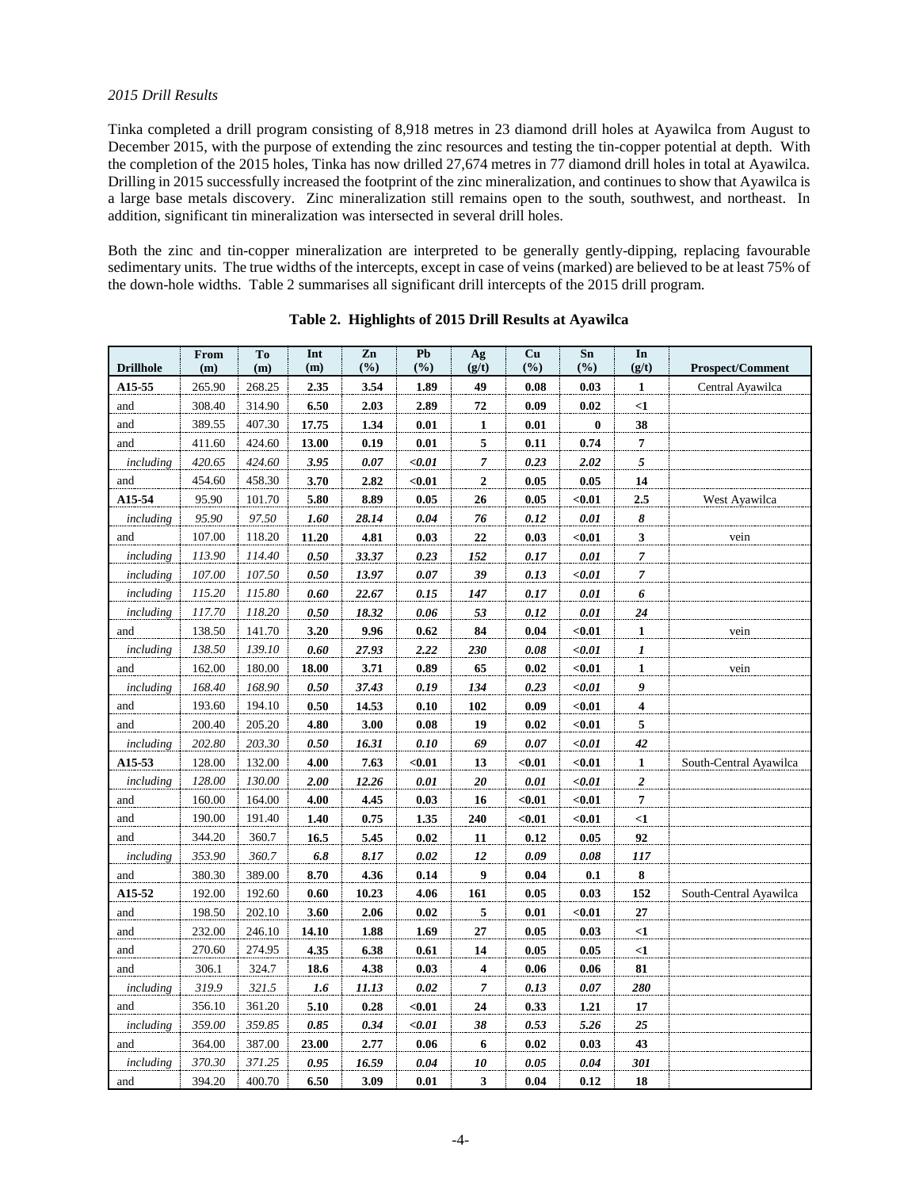*2015 Drill Results*

Tinka completed a drill program consisting of 8,918 metres in 23 diamond drill holes at Ayawilca from August to December 2015, with the purpose of extending the zinc resources and testing the tin-copper potential at depth. With the completion of the 2015 holes, Tinka has now drilled 27,674 metres in 77 diamond drill holes in total at Ayawilca. Drilling in 2015 successfully increased the footprint of the zinc mineralization, and continues to show that Ayawilca is a large base metals discovery. Zinc mineralization still remains open to the south, southwest, and northeast. In addition, significant tin mineralization was intersected in several drill holes.

Both the zinc and tin-copper mineralization are interpreted to be generally gently-dipping, replacing favourable sedimentary units. The true widths of the intercepts, except in case of veins (marked) are believed to be at least 75% of the down-hole widths. Table 2 summarises all significant drill intercepts of the 2015 drill program.

**Table 2. Highlights of 2015 Drill Results at Ayawilca**

| Drillhole | From (m) | To (m) | Int (m) | Zn (%) | Pb (%) | Ag (g/t) | Cu (%) | Sn (%) | In (g/t) | Prospect/Comment |
|---|---|---|---|---|---|---|---|---|---|---|
| **A15-55** | 265.90 | 268.25 | **2.35** | **3.54** | **1.89** | **49** | **0.08** | **0.03** | **1** | Central Ayawilca |
| and | 308.40 | 314.90 | **6.50** | **2.03** | **2.89** | **72** | **0.09** | **0.02** | **<1** | |
| and | 389.55 | 407.30 | **17.75** | **1.34** | **0.01** | **1** | **0.01** | **0** | **38** | |
| and | 411.60 | 424.60 | **13.00** | **0.19** | **0.01** | **5** | **0.11** | **0.74** | **7** | |
| *including* | *420.65* | *424.60* | ***3.95*** | ***0.07*** | ***<0.01*** | ***7*** | ***0.23*** | ***2.02*** | ***5*** | |
| and | 454.60 | 458.30 | **3.70** | **2.82** | **<0.01** | **2** | **0.05** | **0.05** | **14** | |
| **A15-54** | 95.90 | 101.70 | **5.80** | **8.89** | **0.05** | **26** | **0.05** | **<0.01** | **2.5** | West Ayawilca |
| *including* | *95.90* | *97.50* | ***1.60*** | ***28.14*** | ***0.04*** | ***76*** | ***0.12*** | ***0.01*** | ***8*** | |
| and | 107.00 | 118.20 | **11.20** | **4.81** | **0.03** | **22** | **0.03** | **<0.01** | **3** | vein |
| *including* | *113.90* | *114.40* | ***0.50*** | ***33.37*** | ***0.23*** | ***152*** | ***0.17*** | ***0.01*** | ***7*** | |
| *including* | *107.00* | *107.50* | ***0.50*** | ***13.97*** | ***0.07*** | ***39*** | ***0.13*** | ***<0.01*** | ***7*** | |
| *including* | *115.20* | *115.80* | ***0.60*** | ***22.67*** | ***0.15*** | ***147*** | ***0.17*** | ***0.01*** | ***6*** | |
| *including* | *117.70* | *118.20* | ***0.50*** | ***18.32*** | ***0.06*** | ***53*** | ***0.12*** | ***0.01*** | ***24*** | |
| and | 138.50 | 141.70 | **3.20** | **9.96** | **0.62** | **84** | **0.04** | **<0.01** | **1** | vein |
| *including* | *138.50* | *139.10* | ***0.60*** | ***27.93*** | ***2.22*** | ***230*** | ***0.08*** | ***<0.01*** | ***1*** | |
| and | 162.00 | 180.00 | **18.00** | **3.71** | **0.89** | **65** | **0.02** | **<0.01** | **1** | vein |
| *including* | *168.40* | *168.90* | ***0.50*** | ***37.43*** | ***0.19*** | ***134*** | ***0.23*** | ***<0.01*** | ***9*** | |
| and | 193.60 | 194.10 | **0.50** | **14.53** | **0.10** | **102** | **0.09** | **<0.01** | **4** | |
| and | 200.40 | 205.20 | **4.80** | **3.00** | **0.08** | **19** | **0.02** | **<0.01** | **5** | |
| *including* | *202.80* | *203.30* | ***0.50*** | ***16.31*** | ***0.10*** | ***69*** | ***0.07*** | ***<0.01*** | ***42*** | |
| **A15-53** | 128.00 | 132.00 | **4.00** | **7.63** | **<0.01** | **13** | **<0.01** | **<0.01** | **1** | South-Central Ayawilca |
| *including* | *128.00* | *130.00* | ***2.00*** | ***12.26*** | ***0.01*** | ***20*** | ***0.01*** | ***<0.01*** | ***2*** | |
| and | 160.00 | 164.00 | **4.00** | **4.45** | **0.03** | **16** | **<0.01** | **<0.01** | **7** | |
| and | 190.00 | 191.40 | **1.40** | **0.75** | **1.35** | **240** | **<0.01** | **<0.01** | **<1** | |
| and | 344.20 | 360.7 | **16.5** | **5.45** | **0.02** | **11** | **0.12** | **0.05** | **92** | |
| *including* | *353.90* | *360.7* | ***6.8*** | ***8.17*** | ***0.02*** | ***12*** | ***0.09*** | ***0.08*** | ***117*** | |
| and | 380.30 | 389.00 | **8.70** | **4.36** | **0.14** | **9** | **0.04** | **0.1** | **8** | |
| **A15-52** | 192.00 | 192.60 | **0.60** | **10.23** | **4.06** | **161** | **0.05** | **0.03** | **152** | South-Central Ayawilca |
| and | 198.50 | 202.10 | **3.60** | **2.06** | **0.02** | **5** | **0.01** | **<0.01** | **27** | |
| and | 232.00 | 246.10 | **14.10** | **1.88** | **1.69** | **27** | **0.05** | **0.03** | **<1** | |
| and | 270.60 | 274.95 | **4.35** | **6.38** | **0.61** | **14** | **0.05** | **0.05** | **<1** | |
| and | 306.1 | 324.7 | **18.6** | **4.38** | **0.03** | **4** | **0.06** | **0.06** | **81** | |
| *including* | *319.9* | *321.5* | ***1.6*** | ***11.13*** | ***0.02*** | ***7*** | ***0.13*** | ***0.07*** | ***280*** | |
| and | 356.10 | 361.20 | **5.10** | **0.28** | **<0.01** | **24** | **0.33** | **1.21** | **17** | |
| *including* | *359.00* | *359.85* | ***0.85*** | ***0.34*** | ***<0.01*** | ***38*** | ***0.53*** | ***5.26*** | ***25*** | |
| and | 364.00 | 387.00 | **23.00** | **2.77** | **0.06** | **6** | **0.02** | **0.03** | **43** | |
| *including* | *370.30* | *371.25* | ***0.95*** | ***16.59*** | ***0.04*** | ***10*** | ***0.05*** | ***0.04*** | ***301*** | |
| and | 394.20 | 400.70 | **6.50** | **3.09** | **0.01** | **3** | **0.04** | **0.12** | **18** | |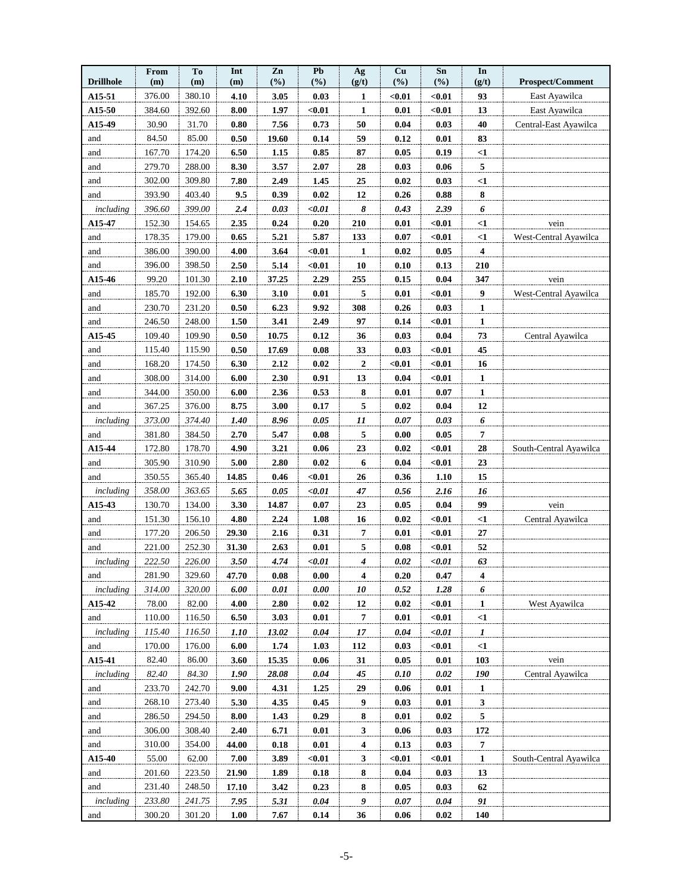| Drillhole | From (m) | To (m) | Int (m) | Zn (%) | Pb (%) | Ag (g/t) | Cu (%) | Sn (%) | In (g/t) | Prospect/Comment |
|---|---|---|---|---|---|---|---|---|---|---|
| **A15-51** | 376.00 | 380.10 | **4.10** | **3.05** | **0.03** | **1** | **<0.01** | **<0.01** | **93** | East Ayawilca |
| **A15-50** | 384.60 | 392.60 | **8.00** | **1.97** | **<0.01** | **1** | **0.01** | **<0.01** | **13** | East Ayawilca |
| **A15-49** | 30.90 | 31.70 | **0.80** | **7.56** | **0.73** | **50** | **0.04** | **0.03** | **40** | Central-East Ayawilca |
| and | 84.50 | 85.00 | **0.50** | **19.60** | **0.14** | **59** | **0.12** | **0.01** | **83** | |
| and | 167.70 | 174.20 | **6.50** | **1.15** | **0.85** | **87** | **0.05** | **0.19** | **<1** | |
| and | 279.70 | 288.00 | **8.30** | **3.57** | **2.07** | **28** | **0.03** | **0.06** | **5** | |
| and | 302.00 | 309.80 | **7.80** | **2.49** | **1.45** | **25** | **0.02** | **0.03** | **<1** | |
| and | 393.90 | 403.40 | **9.5** | **0.39** | **0.02** | **12** | **0.26** | **0.88** | **8** | |
| *including* | *396.60* | *399.00* | ***2.4*** | ***0.03*** | ***<0.01*** | ***8*** | ***0.43*** | ***2.39*** | ***6*** | |
| **A15-47** | 152.30 | 154.65 | **2.35** | **0.24** | **0.20** | **210** | **0.01** | **<0.01** | **<1** | vein |
| and | 178.35 | 179.00 | **0.65** | **5.21** | **5.87** | **133** | **0.07** | **<0.01** | **<1** | West-Central Ayawilca |
| and | 386.00 | 390.00 | **4.00** | **3.64** | **<0.01** | **1** | **0.02** | **0.05** | **4** | |
| and | 396.00 | 398.50 | **2.50** | **5.14** | **<0.01** | **10** | **0.10** | **0.13** | **210** | |
| **A15-46** | 99.20 | 101.30 | **2.10** | **37.25** | **2.29** | **255** | **0.15** | **0.04** | **347** | vein |
| and | 185.70 | 192.00 | **6.30** | **3.10** | **0.01** | **5** | **0.01** | **<0.01** | **9** | West-Central Ayawilca |
| and | 230.70 | 231.20 | **0.50** | **6.23** | **9.92** | **308** | **0.26** | **0.03** | **1** | |
| and | 246.50 | 248.00 | **1.50** | **3.41** | **2.49** | **97** | **0.14** | **<0.01** | **1** | |
| **A15-45** | 109.40 | 109.90 | **0.50** | **10.75** | **0.12** | **36** | **0.03** | **0.04** | **73** | Central Ayawilca |
| and | 115.40 | 115.90 | **0.50** | **17.69** | **0.08** | **33** | **0.03** | **<0.01** | **45** | |
| and | 168.20 | 174.50 | **6.30** | **2.12** | **0.02** | **2** | **<0.01** | **<0.01** | **16** | |
| and | 308.00 | 314.00 | **6.00** | **2.30** | **0.91** | **13** | **0.04** | **<0.01** | **1** | |
| and | 344.00 | 350.00 | **6.00** | **2.36** | **0.53** | **8** | **0.01** | **0.07** | **1** | |
| and | 367.25 | 376.00 | **8.75** | **3.00** | **0.17** | **5** | **0.02** | **0.04** | **12** | |
| *including* | *373.00* | *374.40* | ***1.40*** | ***8.96*** | ***0.05*** | ***11*** | ***0.07*** | ***0.03*** | ***6*** | |
| and | 381.80 | 384.50 | **2.70** | **5.47** | **0.08** | **5** | **0.00** | **0.05** | **7** | |
| **A15-44** | 172.80 | 178.70 | **4.90** | **3.21** | **0.06** | **23** | **0.02** | **<0.01** | **28** | South-Central Ayawilca |
| and | 305.90 | 310.90 | **5.00** | **2.80** | **0.02** | **6** | **0.04** | **<0.01** | **23** | |
| and | 350.55 | 365.40 | **14.85** | **0.46** | **<0.01** | **26** | **0.36** | **1.10** | **15** | |
| *including* | *358.00* | *363.65* | ***5.65*** | ***0.05*** | ***<0.01*** | ***47*** | ***0.56*** | ***2.16*** | ***16*** | |
| **A15-43** | 130.70 | 134.00 | **3.30** | **14.87** | **0.07** | **23** | **0.05** | **0.04** | **99** | vein |
| and | 151.30 | 156.10 | **4.80** | **2.24** | **1.08** | **16** | **0.02** | **<0.01** | **<1** | Central Ayawilca |
| and | 177.20 | 206.50 | **29.30** | **2.16** | **0.31** | **7** | **0.01** | **<0.01** | **27** | |
| and | 221.00 | 252.30 | **31.30** | **2.63** | **0.01** | **5** | **0.08** | **<0.01** | **52** | |
| *including* | *222.50* | *226.00* | ***3.50*** | ***4.74*** | ***<0.01*** | ***4*** | ***0.02*** | ***<0.01*** | ***63*** | |
| and | 281.90 | 329.60 | **47.70** | **0.08** | **0.00** | **4** | **0.20** | **0.47** | **4** | |
| *including* | *314.00* | *320.00* | ***6.00*** | ***0.01*** | ***0.00*** | ***10*** | ***0.52*** | ***1.28*** | ***6*** | |
| **A15-42** | 78.00 | 82.00 | **4.00** | **2.80** | **0.02** | **12** | **0.02** | **<0.01** | **1** | West Ayawilca |
| and | 110.00 | 116.50 | **6.50** | **3.03** | **0.01** | **7** | **0.01** | **<0.01** | **<1** | |
| *including* | *115.40* | *116.50* | ***1.10*** | ***13.02*** | ***0.04*** | ***17*** | ***0.04*** | ***<0.01*** | ***1*** | |
| and | 170.00 | 176.00 | **6.00** | **1.74** | **1.03** | **112** | **0.03** | **<0.01** | **<1** | |
| **A15-41** | 82.40 | 86.00 | **3.60** | **15.35** | **0.06** | **31** | **0.05** | **0.01** | **103** | vein |
| *including* | *82.40* | *84.30* | ***1.90*** | ***28.08*** | ***0.04*** | ***45*** | ***0.10*** | ***0.02*** | ***190*** | Central Ayawilca |
| and | 233.70 | 242.70 | **9.00** | **4.31** | **1.25** | **29** | **0.06** | **0.01** | **1** | |
| and | 268.10 | 273.40 | **5.30** | **4.35** | **0.45** | **9** | **0.03** | **0.01** | **3** | |
| and | 286.50 | 294.50 | **8.00** | **1.43** | **0.29** | **8** | **0.01** | **0.02** | **5** | |
| and | 306.00 | 308.40 | **2.40** | **6.71** | **0.01** | **3** | **0.06** | **0.03** | **172** | |
| and | 310.00 | 354.00 | **44.00** | **0.18** | **0.01** | **4** | **0.13** | **0.03** | **7** | |
| **A15-40** | 55.00 | 62.00 | **7.00** | **3.89** | **<0.01** | **3** | **<0.01** | **<0.01** | **1** | South-Central Ayawilca |
| and | 201.60 | 223.50 | **21.90** | **1.89** | **0.18** | **8** | **0.04** | **0.03** | **13** | |
| and | 231.40 | 248.50 | **17.10** | **3.42** | **0.23** | **8** | **0.05** | **0.03** | **62** | |
| *including* | *233.80* | *241.75* | ***7.95*** | ***5.31*** | ***0.04*** | ***9*** | ***0.07*** | ***0.04*** | ***91*** | |
| and | 300.20 | 301.20 | **1.00** | **7.67** | **0.14** | **36** | **0.06** | **0.02** | **140** | |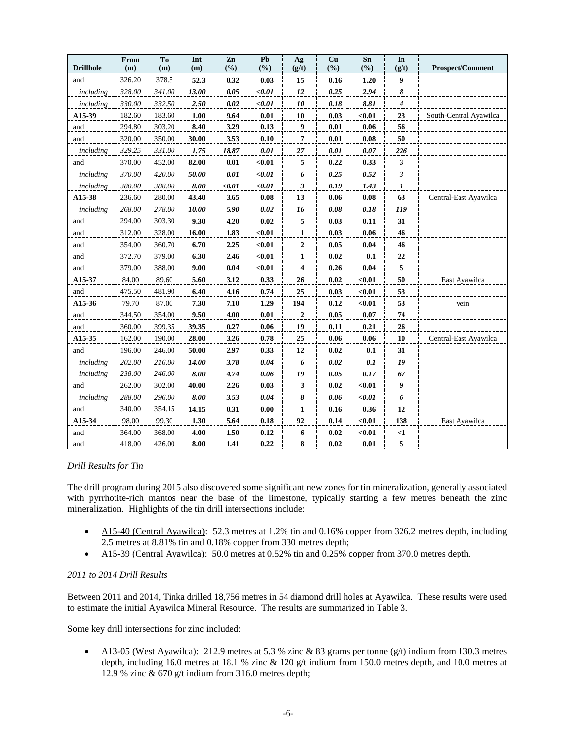| Drillhole | From (m) | To (m) | Int (m) | Zn (%) | Pb (%) | Ag (g/t) | Cu (%) | Sn (%) | In (g/t) | Prospect/Comment |
|---|---|---|---|---|---|---|---|---|---|---|
| and | 326.20 | 378.5 | **52.3** | **0.32** | **0.03** | **15** | **0.16** | **1.20** | **9** | |
| *including* | *328.00* | *341.00* | ***13.00*** | ***0.05*** | ***<0.01*** | ***12*** | ***0.25*** | ***2.94*** | ***8*** | |
| *including* | *330.00* | *332.50* | ***2.50*** | ***0.02*** | ***<0.01*** | ***10*** | ***0.18*** | ***8.81*** | ***4*** | |
| **A15-39** | 182.60 | 183.60 | **1.00** | **9.64** | **0.01** | **10** | **0.03** | **<0.01** | **23** | South-Central Ayawilca |
| and | 294.80 | 303.20 | **8.40** | **3.29** | **0.13** | **9** | **0.01** | **0.06** | **56** | |
| and | 320.00 | 350.00 | **30.00** | **3.53** | **0.10** | **7** | **0.01** | **0.08** | **50** | |
| *including* | *329.25* | *331.00* | ***1.75*** | ***18.87*** | ***0.01*** | ***27*** | ***0.01*** | ***0.07*** | ***226*** | |
| and | 370.00 | 452.00 | **82.00** | **0.01** | **<0.01** | **5** | **0.22** | **0.33** | **3** | |
| *including* | *370.00* | *420.00* | ***50.00*** | ***0.01*** | ***<0.01*** | ***6*** | ***0.25*** | ***0.52*** | ***3*** | |
| *including* | *380.00* | *388.00* | ***8.00*** | ***<0.01*** | ***<0.01*** | ***3*** | ***0.19*** | ***1.43*** | ***1*** | |
| **A15-38** | 236.60 | 280.00 | **43.40** | **3.65** | **0.08** | **13** | **0.06** | **0.08** | **63** | Central-East Ayawilca |
| *including* | *268.00* | *278.00* | ***10.00*** | ***5.90*** | ***0.02*** | ***16*** | ***0.08*** | ***0.18*** | ***119*** | |
| and | 294.00 | 303.30 | **9.30** | **4.20** | **0.02** | **5** | **0.03** | **0.11** | **31** | |
| and | 312.00 | 328.00 | **16.00** | **1.83** | **<0.01** | **1** | **0.03** | **0.06** | **46** | |
| and | 354.00 | 360.70 | **6.70** | **2.25** | **<0.01** | **2** | **0.05** | **0.04** | **46** | |
| and | 372.70 | 379.00 | **6.30** | **2.46** | **<0.01** | **1** | **0.02** | **0.1** | **22** | |
| and | 379.00 | 388.00 | **9.00** | **0.04** | **<0.01** | **4** | **0.26** | **0.04** | **5** | |
| **A15-37** | 84.00 | 89.60 | **5.60** | **3.12** | **0.33** | **26** | **0.02** | **<0.01** | **50** | East Ayawilca |
| and | 475.50 | 481.90 | **6.40** | **4.16** | **0.74** | **25** | **0.03** | **<0.01** | **53** | |
| **A15-36** | 79.70 | 87.00 | **7.30** | **7.10** | **1.29** | **194** | **0.12** | **<0.01** | **53** | vein |
| and | 344.50 | 354.00 | **9.50** | **4.00** | **0.01** | **2** | **0.05** | **0.07** | **74** | |
| and | 360.00 | 399.35 | **39.35** | **0.27** | **0.06** | **19** | **0.11** | **0.21** | **26** | |
| **A15-35** | 162.00 | 190.00 | **28.00** | **3.26** | **0.78** | **25** | **0.06** | **0.06** | **10** | Central-East Ayawilca |
| and | 196.00 | 246.00 | **50.00** | **2.97** | **0.33** | **12** | **0.02** | **0.1** | **31** | |
| *including* | *202.00* | *216.00* | ***14.00*** | ***3.78*** | ***0.04*** | ***6*** | ***0.02*** | ***0.1*** | ***19*** | |
| *including* | *238.00* | *246.00* | ***8.00*** | ***4.74*** | ***0.06*** | ***19*** | ***0.05*** | ***0.17*** | ***67*** | |
| and | 262.00 | 302.00 | **40.00** | **2.26** | **0.03** | **3** | **0.02** | **<0.01** | **9** | |
| *including* | *288.00* | *296.00* | ***8.00*** | ***3.53*** | ***0.04*** | ***8*** | ***0.06*** | ***<0.01*** | ***6*** | |
| and | 340.00 | 354.15 | **14.15** | **0.31** | **0.00** | **1** | **0.16** | **0.36** | **12** | |
| **A15-34** | 98.00 | 99.30 | **1.30** | **5.64** | **0.18** | **92** | **0.14** | **<0.01** | **138** | East Ayawilca |
| and | 364.00 | 368.00 | **4.00** | **1.50** | **0.12** | **6** | **0.02** | **<0.01** | **<1** | |
| and | 418.00 | 426.00 | **8.00** | **1.41** | **0.22** | **8** | **0.02** | **0.01** | **5** | |

*Drill Results for Tin*

The drill program during 2015 also discovered some significant new zones for tin mineralization, generally associated with pyrrhotite-rich mantos near the base of the limestone, typically starting a few metres beneath the zinc mineralization. Highlights of the tin drill intersections include:

- A15-40 (Central Ayawilca): 52.3 metres at 1.2% tin and 0.16% copper from 326.2 metres depth, including 2.5 metres at 8.81% tin and 0.18% copper from 330 metres depth;
- A15-39 (Central Ayawilca): 50.0 metres at 0.52% tin and 0.25% copper from 370.0 metres depth.

*2011 to 2014 Drill Results*

Between 2011 and 2014, Tinka drilled 18,756 metres in 54 diamond drill holes at Ayawilca. These results were used to estimate the initial Ayawilca Mineral Resource. The results are summarized in Table 3.

Some key drill intersections for zinc included:

- A13-05 (West Ayawilca): 212.9 metres at 5.3 % zinc & 83 grams per tonne (g/t) indium from 130.3 metres depth, including 16.0 metres at 18.1 % zinc & 120 g/t indium from 150.0 metres depth, and 10.0 metres at 12.9 % zinc & 670 g/t indium from 316.0 metres depth;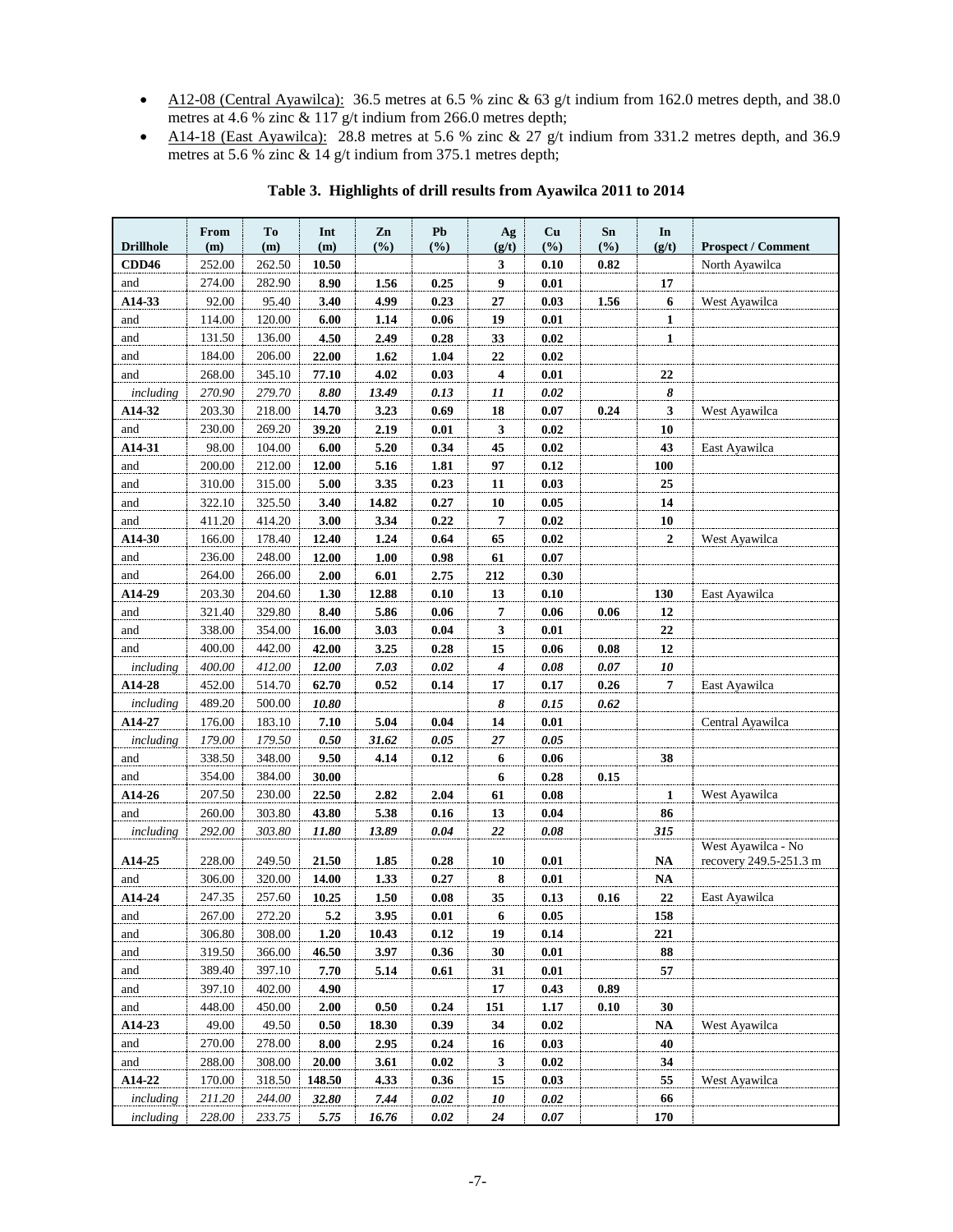- A12-08 (Central Ayawilca): 36.5 metres at 6.5 % zinc & 63 g/t indium from 162.0 metres depth, and 38.0 metres at 4.6 % zinc & 117 g/t indium from 266.0 metres depth;
- A14-18 (East Ayawilca): 28.8 metres at 5.6 % zinc & 27 g/t indium from 331.2 metres depth, and 36.9 metres at 5.6 % zinc & 14 g/t indium from 375.1 metres depth;

**Table 3. Highlights of drill results from Ayawilca 2011 to 2014**

| Drillhole | From (m) | To (m) | Int (m) | Zn (%) | Pb (%) | Ag (g/t) | Cu (%) | Sn (%) | In (g/t) | Prospect / Comment |
|---|---|---|---|---|---|---|---|---|---|---|
| **CDD46** | 252.00 | 262.50 | **10.50** | | | **3** | **0.10** | **0.82** | | North Ayawilca |
| and | 274.00 | 282.90 | **8.90** | **1.56** | **0.25** | **9** | **0.01** | | **17** | |
| **A14-33** | 92.00 | 95.40 | **3.40** | **4.99** | **0.23** | **27** | **0.03** | **1.56** | **6** | West Ayawilca |
| and | 114.00 | 120.00 | **6.00** | **1.14** | **0.06** | **19** | **0.01** | | **1** | |
| and | 131.50 | 136.00 | **4.50** | **2.49** | **0.28** | **33** | **0.02** | | **1** | |
| and | 184.00 | 206.00 | **22.00** | **1.62** | **1.04** | **22** | **0.02** | | | |
| and | 268.00 | 345.10 | **77.10** | **4.02** | **0.03** | **4** | **0.01** | | **22** | |
| *including* | *270.90* | *279.70* | ***8.80*** | ***13.49*** | ***0.13*** | ***11*** | ***0.02*** | | ***8*** | |
| **A14-32** | 203.30 | 218.00 | **14.70** | **3.23** | **0.69** | **18** | **0.07** | **0.24** | **3** | West Ayawilca |
| and | 230.00 | 269.20 | **39.20** | **2.19** | **0.01** | **3** | **0.02** | | **10** | |
| **A14-31** | 98.00 | 104.00 | **6.00** | **5.20** | **0.34** | **45** | **0.02** | | **43** | East Ayawilca |
| and | 200.00 | 212.00 | **12.00** | **5.16** | **1.81** | **97** | **0.12** | | **100** | |
| and | 310.00 | 315.00 | **5.00** | **3.35** | **0.23** | **11** | **0.03** | | **25** | |
| and | 322.10 | 325.50 | **3.40** | **14.82** | **0.27** | **10** | **0.05** | | **14** | |
| and | 411.20 | 414.20 | **3.00** | **3.34** | **0.22** | **7** | **0.02** | | **10** | |
| **A14-30** | 166.00 | 178.40 | **12.40** | **1.24** | **0.64** | **65** | **0.02** | | **2** | West Ayawilca |
| and | 236.00 | 248.00 | **12.00** | **1.00** | **0.98** | **61** | **0.07** | | | |
| and | 264.00 | 266.00 | **2.00** | **6.01** | **2.75** | **212** | **0.30** | | | |
| **A14-29** | 203.30 | 204.60 | **1.30** | **12.88** | **0.10** | **13** | **0.10** | | **130** | East Ayawilca |
| and | 321.40 | 329.80 | **8.40** | **5.86** | **0.06** | **7** | **0.06** | **0.06** | **12** | |
| and | 338.00 | 354.00 | **16.00** | **3.03** | **0.04** | **3** | **0.01** | | **22** | |
| and | 400.00 | 442.00 | **42.00** | **3.25** | **0.28** | **15** | **0.06** | **0.08** | **12** | |
| *including* | *400.00* | *412.00* | ***12.00*** | ***7.03*** | ***0.02*** | ***4*** | ***0.08*** | ***0.07*** | ***10*** | |
| **A14-28** | 452.00 | 514.70 | **62.70** | **0.52** | **0.14** | **17** | **0.17** | **0.26** | **7** | East Ayawilca |
| *including* | 489.20 | 500.00 | ***10.80*** | | | ***8*** | ***0.15*** | ***0.62*** | | |
| **A14-27** | 176.00 | 183.10 | **7.10** | **5.04** | **0.04** | **14** | **0.01** | | | Central Ayawilca |
| *including* | *179.00* | *179.50* | ***0.50*** | ***31.62*** | ***0.05*** | ***27*** | ***0.05*** | | | |
| and | 338.50 | 348.00 | **9.50** | **4.14** | **0.12** | **6** | **0.06** | | **38** | |
| and | 354.00 | 384.00 | **30.00** | | | **6** | **0.28** | **0.15** | | |
| **A14-26** | 207.50 | 230.00 | **22.50** | **2.82** | **2.04** | **61** | **0.08** | | **1** | West Ayawilca |
| and | 260.00 | 303.80 | **43.80** | **5.38** | **0.16** | **13** | **0.04** | | **86** | |
| *including* | *292.00* | *303.80* | ***11.80*** | ***13.89*** | ***0.04*** | ***22*** | ***0.08*** | | ***315*** | |
| **A14-25** | 228.00 | 249.50 | **21.50** | **1.85** | **0.28** | **10** | **0.01** | | **NA** | West Ayawilca - No recovery 249.5-251.3 m |
| and | 306.00 | 320.00 | **14.00** | **1.33** | **0.27** | **8** | **0.01** | | **NA** | |
| **A14-24** | 247.35 | 257.60 | **10.25** | **1.50** | **0.08** | **35** | **0.13** | **0.16** | **22** | East Ayawilca |
| and | 267.00 | 272.20 | **5.2** | **3.95** | **0.01** | **6** | **0.05** | | **158** | |
| and | 306.80 | 308.00 | **1.20** | **10.43** | **0.12** | **19** | **0.14** | | **221** | |
| and | 319.50 | 366.00 | **46.50** | **3.97** | **0.36** | **30** | **0.01** | | **88** | |
| and | 389.40 | 397.10 | **7.70** | **5.14** | **0.61** | **31** | **0.01** | | **57** | |
| and | 397.10 | 402.00 | **4.90** | | | **17** | **0.43** | **0.89** | | |
| and | 448.00 | 450.00 | **2.00** | **0.50** | **0.24** | **151** | **1.17** | **0.10** | **30** | |
| **A14-23** | 49.00 | 49.50 | **0.50** | **18.30** | **0.39** | **34** | **0.02** | | **NA** | West Ayawilca |
| and | 270.00 | 278.00 | **8.00** | **2.95** | **0.24** | **16** | **0.03** | | **40** | |
| and | 288.00 | 308.00 | **20.00** | **3.61** | **0.02** | **3** | **0.02** | | **34** | |
| **A14-22** | 170.00 | 318.50 | **148.50** | **4.33** | **0.36** | **15** | **0.03** | | **55** | West Ayawilca |
| *including* | *211.20* | *244.00* | ***32.80*** | ***7.44*** | ***0.02*** | ***10*** | ***0.02*** | | ***66*** | |
| *including* | *228.00* | *233.75* | ***5.75*** | ***16.76*** | ***0.02*** | ***24*** | ***0.07*** | | ***170*** | |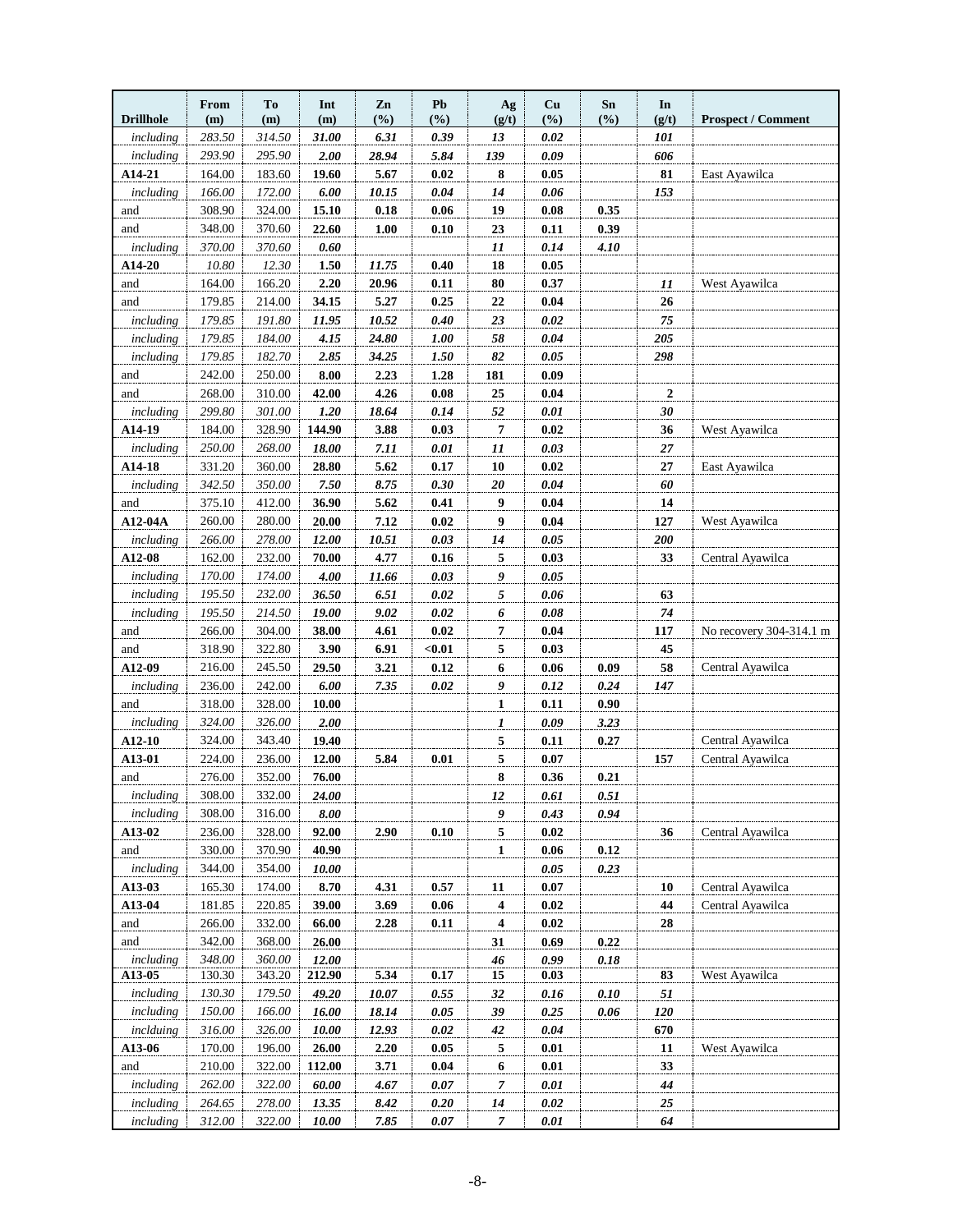| Drillhole | From (m) | To (m) | Int (m) | Zn (%) | Pb (%) | Ag (g/t) | Cu (%) | Sn (%) | In (g/t) | Prospect / Comment |
|---|---|---|---|---|---|---|---|---|---|---|
| *including* | *283.50* | *314.50* | ***31.00*** | ***6.31*** | ***0.39*** | ***13*** | ***0.02*** | | ***101*** | |
| *including* | *293.90* | *295.90* | ***2.00*** | ***28.94*** | ***5.84*** | ***139*** | ***0.09*** | | ***606*** | |
| **A14-21** | 164.00 | 183.60 | **19.60** | **5.67** | **0.02** | **8** | **0.05** | | **81** | East Ayawilca |
| *including* | *166.00* | *172.00* | ***6.00*** | ***10.15*** | ***0.04*** | ***14*** | ***0.06*** | | ***153*** | |
| and | 308.90 | 324.00 | **15.10** | **0.18** | **0.06** | **19** | **0.08** | **0.35** | | |
| and | 348.00 | 370.60 | **22.60** | **1.00** | **0.10** | **23** | **0.11** | **0.39** | | |
| *including* | *370.00* | *370.60* | ***0.60*** | | | ***11*** | ***0.14*** | ***4.10*** | | |
| **A14-20** | *10.80* | *12.30* | **1.50** | *11.75* | **0.40** | **18** | **0.05** | | | |
| and | 164.00 | 166.20 | **2.20** | **20.96** | **0.11** | **80** | **0.37** | | ***11*** | West Ayawilca |
| and | 179.85 | 214.00 | **34.15** | **5.27** | **0.25** | **22** | **0.04** | | **26** | |
| *including* | *179.85* | *191.80* | ***11.95*** | ***10.52*** | ***0.40*** | ***23*** | ***0.02*** | | ***75*** | |
| *including* | *179.85* | *184.00* | ***4.15*** | ***24.80*** | ***1.00*** | ***58*** | ***0.04*** | | ***205*** | |
| *including* | *179.85* | *182.70* | ***2.85*** | ***34.25*** | ***1.50*** | ***82*** | ***0.05*** | | ***298*** | |
| and | 242.00 | 250.00 | **8.00** | **2.23** | **1.28** | **181** | **0.09** | | | |
| and | 268.00 | 310.00 | **42.00** | **4.26** | **0.08** | **25** | **0.04** | | **2** | |
| *including* | *299.80* | *301.00* | ***1.20*** | ***18.64*** | ***0.14*** | ***52*** | ***0.01*** | | ***30*** | |
| **A14-19** | 184.00 | 328.90 | **144.90** | **3.88** | **0.03** | **7** | **0.02** | | **36** | West Ayawilca |
| *including* | *250.00* | *268.00* | ***18.00*** | ***7.11*** | ***0.01*** | ***11*** | ***0.03*** | | ***27*** | |
| **A14-18** | 331.20 | 360.00 | **28.80** | **5.62** | **0.17** | **10** | **0.02** | | **27** | East Ayawilca |
| *including* | *342.50* | *350.00* | ***7.50*** | ***8.75*** | ***0.30*** | ***20*** | ***0.04*** | | ***60*** | |
| and | 375.10 | 412.00 | **36.90** | **5.62** | **0.41** | **9** | **0.04** | | **14** | |
| **A12-04A** | 260.00 | 280.00 | **20.00** | **7.12** | **0.02** | **9** | **0.04** | | **127** | West Ayawilca |
| *including* | *266.00* | *278.00* | ***12.00*** | ***10.51*** | ***0.03*** | ***14*** | ***0.05*** | | ***200*** | |
| **A12-08** | 162.00 | 232.00 | **70.00** | **4.77** | **0.16** | **5** | **0.03** | | **33** | Central Ayawilca |
| *including* | *170.00* | *174.00* | ***4.00*** | ***11.66*** | ***0.03*** | ***9*** | ***0.05*** | | | |
| *including* | *195.50* | *232.00* | ***36.50*** | ***6.51*** | ***0.02*** | ***5*** | ***0.06*** | | ***63*** | |
| *including* | *195.50* | *214.50* | ***19.00*** | ***9.02*** | ***0.02*** | ***6*** | ***0.08*** | | ***74*** | |
| and | 266.00 | 304.00 | **38.00** | **4.61** | **0.02** | **7** | **0.04** | | **117** | No recovery 304-314.1 m |
| and | 318.90 | 322.80 | **3.90** | **6.91** | **<0.01** | **5** | **0.03** | | **45** | |
| **A12-09** | 216.00 | 245.50 | **29.50** | **3.21** | **0.12** | **6** | **0.06** | **0.09** | **58** | Central Ayawilca |
| *including* | *236.00* | *242.00* | ***6.00*** | ***7.35*** | ***0.02*** | ***9*** | ***0.12*** | ***0.24*** | ***147*** | |
| and | 318.00 | 328.00 | **10.00** | | | **1** | **0.11** | **0.90** | | |
| *including* | *324.00* | *326.00* | ***2.00*** | | | ***1*** | ***0.09*** | ***3.23*** | | |
| **A12-10** | 324.00 | 343.40 | **19.40** | | | **5** | **0.11** | **0.27** | | Central Ayawilca |
| **A13-01** | 224.00 | 236.00 | **12.00** | **5.84** | **0.01** | **5** | **0.07** | | **157** | Central Ayawilca |
| and | 276.00 | 352.00 | **76.00** | | | **8** | **0.36** | **0.21** | | |
| *including* | 308.00 | 332.00 | ***24.00*** | | | ***12*** | ***0.61*** | ***0.51*** | | |
| *including* | 308.00 | 316.00 | ***8.00*** | | | ***9*** | ***0.43*** | ***0.94*** | | |
| **A13-02** | 236.00 | 328.00 | **92.00** | **2.90** | **0.10** | **5** | **0.02** | | **36** | Central Ayawilca |
| and | 330.00 | 370.90 | **40.90** | | | **1** | **0.06** | **0.12** | | |
| *including* | 344.00 | 354.00 | ***10.00*** | | | | ***0.05*** | ***0.23*** | | |
| **A13-03** | 165.30 | 174.00 | **8.70** | **4.31** | **0.57** | **11** | **0.07** | | **10** | Central Ayawilca |
| **A13-04** | 181.85 | 220.85 | **39.00** | **3.69** | **0.06** | **4** | **0.02** | | **44** | Central Ayawilca |
| and | 266.00 | 332.00 | **66.00** | **2.28** | **0.11** | **4** | **0.02** | | **28** | |
| and | 342.00 | 368.00 | **26.00** | | | **31** | **0.69** | **0.22** | | |
| *including* | *348.00* | *360.00* | ***12.00*** | | | ***46*** | ***0.99*** | ***0.18*** | | |
| **A13-05** | 130.30 | 343.20 | **212.90** | **5.34** | **0.17** | **15** | **0.03** | | **83** | West Ayawilca |
| *including* | *130.30* | *179.50* | ***49.20*** | ***10.07*** | ***0.55*** | ***32*** | ***0.16*** | ***0.10*** | ***51*** | |
| *including* | *150.00* | *166.00* | ***16.00*** | ***18.14*** | ***0.05*** | ***39*** | ***0.25*** | ***0.06*** | ***120*** | |
| *inclduing* | *316.00* | *326.00* | ***10.00*** | ***12.93*** | ***0.02*** | ***42*** | ***0.04*** | | ***670*** | |
| **A13-06** | 170.00 | 196.00 | **26.00** | **2.20** | **0.05** | **5** | **0.01** | | **11** | West Ayawilca |
| and | 210.00 | 322.00 | **112.00** | **3.71** | **0.04** | **6** | **0.01** | | **33** | |
| *including* | *262.00* | *322.00* | ***60.00*** | ***4.67*** | ***0.07*** | ***7*** | ***0.01*** | | ***44*** | |
| *including* | *264.65* | *278.00* | ***13.35*** | ***8.42*** | ***0.20*** | ***14*** | ***0.02*** | | ***25*** | |
| *including* | *312.00* | *322.00* | ***10.00*** | ***7.85*** | ***0.07*** | ***7*** | ***0.01*** | | ***64*** | |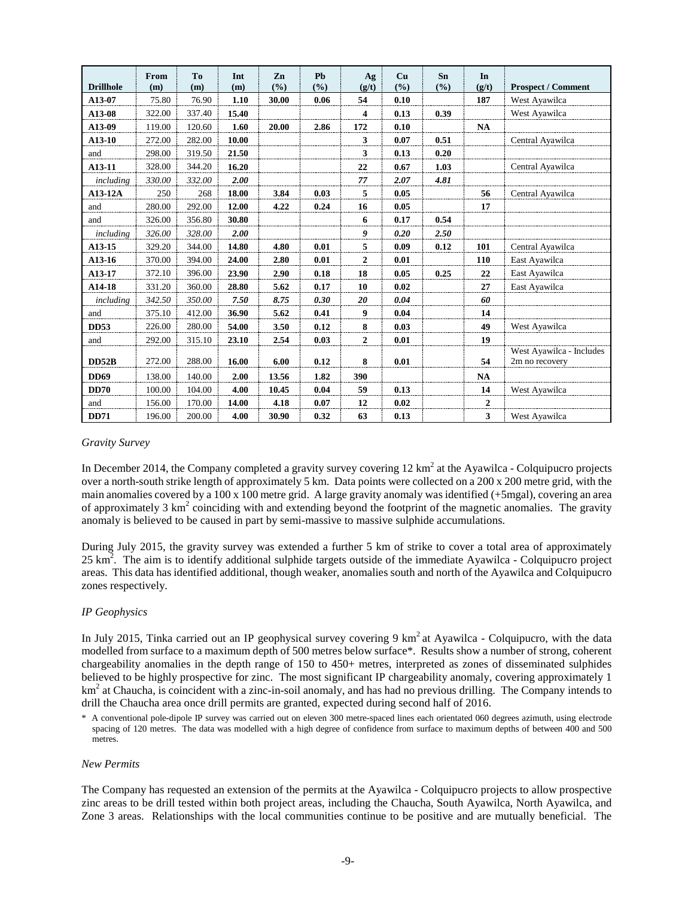| Drillhole | From (m) | To (m) | Int (m) | Zn (%) | Pb (%) | Ag (g/t) | Cu (%) | Sn (%) | In (g/t) | Prospect / Comment |
|---|---|---|---|---|---|---|---|---|---|---|
| **A13-07** | 75.80 | 76.90 | **1.10** | **30.00** | **0.06** | **54** | **0.10** | | **187** | West Ayawilca |
| **A13-08** | 322.00 | 337.40 | **15.40** | | | **4** | **0.13** | **0.39** | | West Ayawilca |
| **A13-09** | 119.00 | 120.60 | **1.60** | **20.00** | **2.86** | **172** | **0.10** | | **NA** | |
| **A13-10** | 272.00 | 282.00 | **10.00** | | | **3** | **0.07** | **0.51** | | Central Ayawilca |
| and | 298.00 | 319.50 | **21.50** | | | **3** | **0.13** | **0.20** | | |
| **A13-11** | 328.00 | 344.20 | **16.20** | | | **22** | **0.67** | **1.03** | | Central Ayawilca |
| *including* | *330.00* | *332.00* | ***2.00*** | | | ***77*** | ***2.07*** | ***4.81*** | | |
| **A13-12A** | 250 | 268 | **18.00** | **3.84** | **0.03** | **5** | **0.05** | | **56** | Central Ayawilca |
| and | 280.00 | 292.00 | **12.00** | **4.22** | **0.24** | **16** | **0.05** | | **17** | |
| and | 326.00 | 356.80 | **30.80** | | | **6** | **0.17** | **0.54** | | |
| *including* | *326.00* | *328.00* | ***2.00*** | | | ***9*** | ***0.20*** | ***2.50*** | | |
| **A13-15** | 329.20 | 344.00 | **14.80** | **4.80** | **0.01** | **5** | **0.09** | **0.12** | **101** | Central Ayawilca |
| **A13-16** | 370.00 | 394.00 | **24.00** | **2.80** | **0.01** | **2** | **0.01** | | **110** | East Ayawilca |
| **A13-17** | 372.10 | 396.00 | **23.90** | **2.90** | **0.18** | **18** | **0.05** | **0.25** | **22** | East Ayawilca |
| **A14-18** | 331.20 | 360.00 | **28.80** | **5.62** | **0.17** | **10** | **0.02** | | **27** | East Ayawilca |
| *including* | *342.50* | *350.00* | ***7.50*** | ***8.75*** | ***0.30*** | ***20*** | ***0.04*** | | ***60*** | |
| and | 375.10 | 412.00 | **36.90** | **5.62** | **0.41** | **9** | **0.04** | | **14** | |
| **DD53** | 226.00 | 280.00 | **54.00** | **3.50** | **0.12** | **8** | **0.03** | | **49** | West Ayawilca |
| and | 292.00 | 315.10 | **23.10** | **2.54** | **0.03** | **2** | **0.01** | | **19** | |
| **DD52B** | 272.00 | 288.00 | **16.00** | **6.00** | **0.12** | **8** | **0.01** | | **54** | West Ayawilca - Includes 2m no recovery |
| **DD69** | 138.00 | 140.00 | **2.00** | **13.56** | **1.82** | **390** | | | **NA** | |
| **DD70** | 100.00 | 104.00 | **4.00** | **10.45** | **0.04** | **59** | **0.13** | | **14** | West Ayawilca |
| and | 156.00 | 170.00 | **14.00** | **4.18** | **0.07** | **12** | **0.02** | | **2** | |
| **DD71** | 196.00 | 200.00 | **4.00** | **30.90** | **0.32** | **63** | **0.13** | | **3** | West Ayawilca |

*Gravity Survey*

In December 2014, the Company completed a gravity survey covering 12 $km^2$ at the Ayawilca - Colquipucro projects over a north-south strike length of approximately 5 km. Data points were collected on a 200 x 200 metre grid, with the main anomalies covered by a 100 x 100 metre grid. A large gravity anomaly was identified (+5mgal), covering an area of approximately 3 $km^2$ coinciding with and extending beyond the footprint of the magnetic anomalies. The gravity anomaly is believed to be caused in part by semi-massive to massive sulphide accumulations.

During July 2015, the gravity survey was extended a further 5 km of strike to cover a total area of approximately 25 $km^2$. The aim is to identify additional sulphide targets outside of the immediate Ayawilca - Colquipucro project areas. This data has identified additional, though weaker, anomalies south and north of the Ayawilca and Colquipucro zones respectively.

*IP Geophysics*

In July 2015, Tinka carried out an IP geophysical survey covering 9 $km^2$ at Ayawilca - Colquipucro, with the data modelled from surface to a maximum depth of 500 metres below surface*. Results show a number of strong, coherent chargeability anomalies in the depth range of 150 to 450+ metres, interpreted as zones of disseminated sulphides believed to be highly prospective for zinc. The most significant IP chargeability anomaly, covering approximately 1 $km^2$ at Chaucha, is coincident with a zinc-in-soil anomaly, and has had no previous drilling. The Company intends to drill the Chaucha area once drill permits are granted, expected during second half of 2016.

\* A conventional pole-dipole IP survey was carried out on eleven 300 metre-spaced lines each orientated 060 degrees azimuth, using electrode spacing of 120 metres. The data was modelled with a high degree of confidence from surface to maximum depths of between 400 and 500 metres.

*New Permits*

The Company has requested an extension of the permits at the Ayawilca - Colquipucro projects to allow prospective zinc areas to be drill tested within both project areas, including the Chaucha, South Ayawilca, North Ayawilca, and Zone 3 areas. Relationships with the local communities continue to be positive and are mutually beneficial. The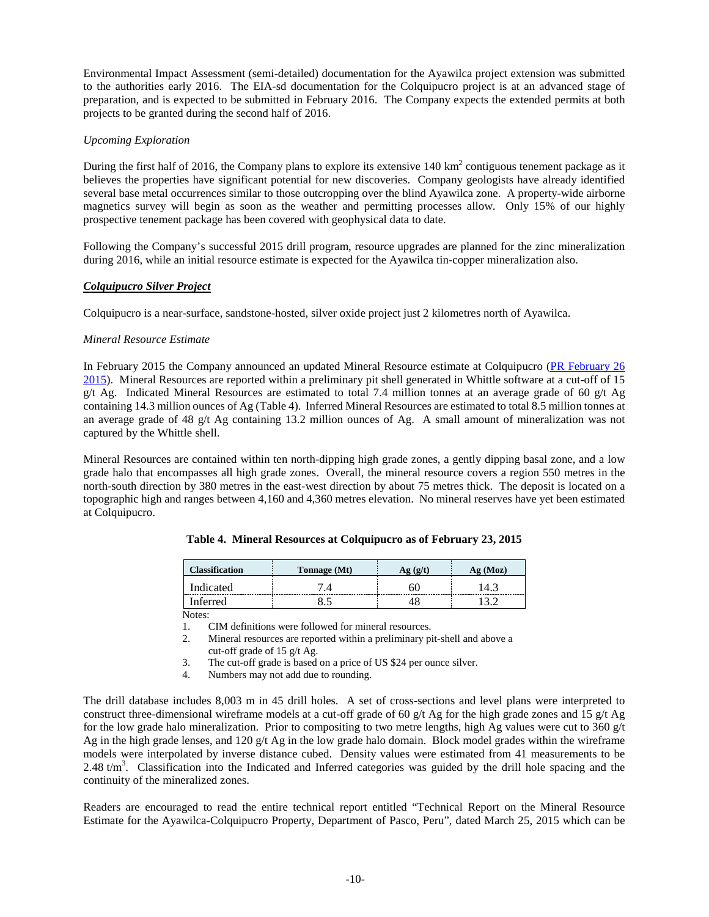Environmental Impact Assessment (semi-detailed) documentation for the Ayawilca project extension was submitted to the authorities early 2016. The EIA-sd documentation for the Colquipucro project is at an advanced stage of preparation, and is expected to be submitted in February 2016. The Company expects the extended permits at both projects to be granted during the second half of 2016.

*Upcoming Exploration*

During the first half of 2016, the Company plans to explore its extensive 140 km$^2$ contiguous tenement package as it believes the properties have significant potential for new discoveries. Company geologists have already identified several base metal occurrences similar to those outcropping over the blind Ayawilca zone. A property-wide airborne magnetics survey will begin as soon as the weather and permitting processes allow. Only 15% of our highly prospective tenement package has been covered with geophysical data to date.

Following the Company's successful 2015 drill program, resource upgrades are planned for the zinc mineralization during 2016, while an initial resource estimate is expected for the Ayawilca tin-copper mineralization also.

***Colquipucro Silver Project***

Colquipucro is a near-surface, sandstone-hosted, silver oxide project just 2 kilometres north of Ayawilca.

*Mineral Resource Estimate*

In February 2015 the Company announced an updated Mineral Resource estimate at Colquipucro (PR February 26 2015). Mineral Resources are reported within a preliminary pit shell generated in Whittle software at a cut-off of 15 g/t Ag. Indicated Mineral Resources are estimated to total 7.4 million tonnes at an average grade of 60 g/t Ag containing 14.3 million ounces of Ag (Table 4). Inferred Mineral Resources are estimated to total 8.5 million tonnes at an average grade of 48 g/t Ag containing 13.2 million ounces of Ag. A small amount of mineralization was not captured by the Whittle shell.

Mineral Resources are contained within ten north-dipping high grade zones, a gently dipping basal zone, and a low grade halo that encompasses all high grade zones. Overall, the mineral resource covers a region 550 metres in the north-south direction by 380 metres in the east-west direction by about 75 metres thick. The deposit is located on a topographic high and ranges between 4,160 and 4,360 metres elevation. No mineral reserves have yet been estimated at Colquipucro.

**Table 4. Mineral Resources at Colquipucro as of February 23, 2015**

| Classification | Tonnage (Mt) | Ag (g/t) | Ag (Moz) |
|---|---|---|---|
| Indicated | 7.4 | 60 | 14.3 |
| Inferred | 8.5 | 48 | 13.2 |

Notes:

1. CIM definitions were followed for mineral resources.
2. Mineral resources are reported within a preliminary pit-shell and above a cut-off grade of 15 g/t Ag.
3. The cut-off grade is based on a price of US $24 per ounce silver.
4. Numbers may not add due to rounding.

The drill database includes 8,003 m in 45 drill holes. A set of cross-sections and level plans were interpreted to construct three-dimensional wireframe models at a cut-off grade of 60 g/t Ag for the high grade zones and 15 g/t Ag for the low grade halo mineralization. Prior to compositing to two metre lengths, high Ag values were cut to 360 g/t Ag in the high grade lenses, and 120 g/t Ag in the low grade halo domain. Block model grades within the wireframe models were interpolated by inverse distance cubed. Density values were estimated from 41 measurements to be 2.48 t/m$^3$. Classification into the Indicated and Inferred categories was guided by the drill hole spacing and the continuity of the mineralized zones.

Readers are encouraged to read the entire technical report entitled "Technical Report on the Mineral Resource Estimate for the Ayawilca-Colquipucro Property, Department of Pasco, Peru", dated March 25, 2015 which can be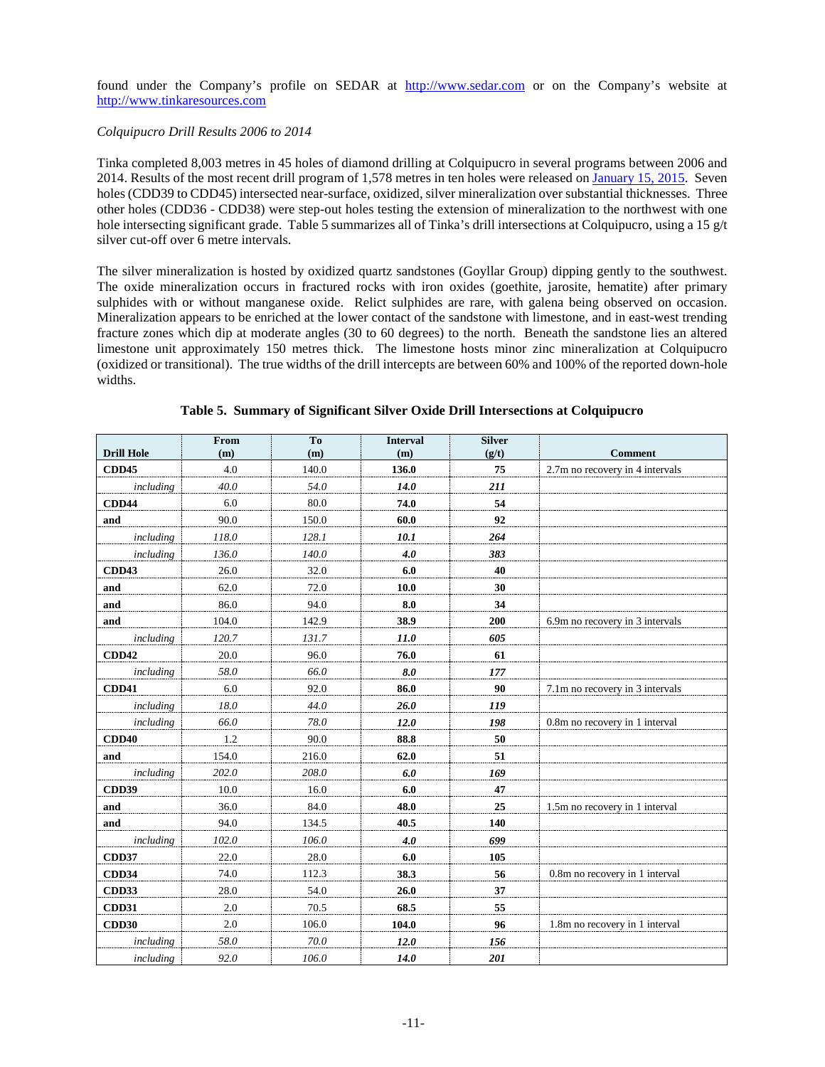found under the Company's profile on SEDAR at http://www.sedar.com or on the Company's website at http://www.tinkaresources.com

*Colquipucro Drill Results 2006 to 2014*

Tinka completed 8,003 metres in 45 holes of diamond drilling at Colquipucro in several programs between 2006 and 2014. Results of the most recent drill program of 1,578 metres in ten holes were released on January 15, 2015. Seven holes (CDD39 to CDD45) intersected near-surface, oxidized, silver mineralization over substantial thicknesses. Three other holes (CDD36 - CDD38) were step-out holes testing the extension of mineralization to the northwest with one hole intersecting significant grade. Table 5 summarizes all of Tinka's drill intersections at Colquipucro, using a 15 g/t silver cut-off over 6 metre intervals.

The silver mineralization is hosted by oxidized quartz sandstones (Goyllar Group) dipping gently to the southwest. The oxide mineralization occurs in fractured rocks with iron oxides (goethite, jarosite, hematite) after primary sulphides with or without manganese oxide. Relict sulphides are rare, with galena being observed on occasion. Mineralization appears to be enriched at the lower contact of the sandstone with limestone, and in east-west trending fracture zones which dip at moderate angles (30 to 60 degrees) to the north. Beneath the sandstone lies an altered limestone unit approximately 150 metres thick. The limestone hosts minor zinc mineralization at Colquipucro (oxidized or transitional). The true widths of the drill intercepts are between 60% and 100% of the reported down-hole widths.

**Table 5. Summary of Significant Silver Oxide Drill Intersections at Colquipucro**

| Drill Hole | From (m) | To (m) | Interval (m) | Silver (g/t) | Comment |
|---|---|---|---|---|---|
| **CDD45** | 4.0 | 140.0 | **136.0** | **75** | 2.7m no recovery in 4 intervals |
| *including* | *40.0* | *54.0* | ***14.0*** | ***211*** | |
| **CDD44** | 6.0 | 80.0 | **74.0** | **54** | |
| **and** | 90.0 | 150.0 | **60.0** | **92** | |
| *including* | *118.0* | *128.1* | ***10.1*** | ***264*** | |
| *including* | *136.0* | *140.0* | ***4.0*** | ***383*** | |
| **CDD43** | 26.0 | 32.0 | **6.0** | **40** | |
| **and** | 62.0 | 72.0 | **10.0** | **30** | |
| **and** | 86.0 | 94.0 | **8.0** | **34** | |
| **and** | 104.0 | 142.9 | **38.9** | **200** | 6.9m no recovery in 3 intervals |
| *including* | *120.7* | *131.7* | ***11.0*** | ***605*** | |
| **CDD42** | 20.0 | 96.0 | **76.0** | **61** | |
| *including* | *58.0* | *66.0* | ***8.0*** | ***177*** | |
| **CDD41** | 6.0 | 92.0 | **86.0** | **90** | 7.1m no recovery in 3 intervals |
| *including* | *18.0* | *44.0* | ***26.0*** | ***119*** | |
| *including* | *66.0* | *78.0* | ***12.0*** | ***198*** | 0.8m no recovery in 1 interval |
| **CDD40** | 1.2 | 90.0 | **88.8** | **50** | |
| **and** | 154.0 | 216.0 | **62.0** | **51** | |
| *including* | *202.0* | *208.0* | ***6.0*** | ***169*** | |
| **CDD39** | 10.0 | 16.0 | **6.0** | **47** | |
| **and** | 36.0 | 84.0 | **48.0** | **25** | 1.5m no recovery in 1 interval |
| **and** | 94.0 | 134.5 | **40.5** | **140** | |
| *including* | *102.0* | *106.0* | ***4.0*** | ***699*** | |
| **CDD37** | 22.0 | 28.0 | **6.0** | **105** | |
| **CDD34** | 74.0 | 112.3 | **38.3** | **56** | 0.8m no recovery in 1 interval |
| **CDD33** | 28.0 | 54.0 | **26.0** | **37** | |
| **CDD31** | 2.0 | 70.5 | **68.5** | **55** | |
| **CDD30** | 2.0 | 106.0 | **104.0** | **96** | 1.8m no recovery in 1 interval |
| *including* | *58.0* | *70.0* | ***12.0*** | ***156*** | |
| *including* | *92.0* | *106.0* | ***14.0*** | ***201*** | |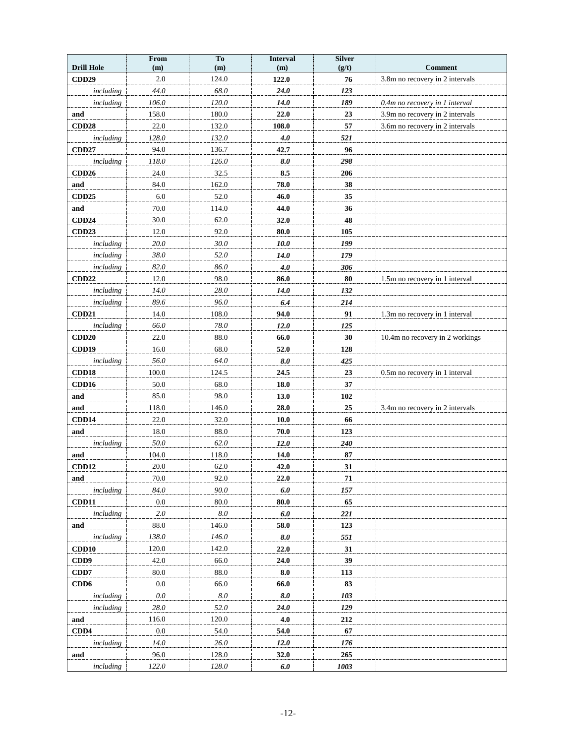| Drill Hole | From (m) | To (m) | Interval (m) | Silver (g/t) | Comment |
|---|---|---|---|---|---|
| **CDD29** | 2.0 | 124.0 | **122.0** | **76** | 3.8m no recovery in 2 intervals |
| *including* | *44.0* | *68.0* | ***24.0*** | ***123*** | |
| *including* | *106.0* | *120.0* | ***14.0*** | ***189*** | *0.4m no recovery in 1 interval* |
| **and** | 158.0 | 180.0 | **22.0** | **23** | 3.9m no recovery in 2 intervals |
| **CDD28** | 22.0 | 132.0 | **108.0** | **57** | 3.6m no recovery in 2 intervals |
| *including* | *128.0* | *132.0* | ***4.0*** | ***521*** | |
| **CDD27** | 94.0 | 136.7 | **42.7** | **96** | |
| *including* | *118.0* | *126.0* | ***8.0*** | ***298*** | |
| **CDD26** | 24.0 | 32.5 | **8.5** | **206** | |
| **and** | 84.0 | 162.0 | **78.0** | **38** | |
| **CDD25** | 6.0 | 52.0 | **46.0** | **35** | |
| **and** | 70.0 | 114.0 | **44.0** | **36** | |
| **CDD24** | 30.0 | 62.0 | **32.0** | **48** | |
| **CDD23** | 12.0 | 92.0 | **80.0** | **105** | |
| *including* | *20.0* | *30.0* | ***10.0*** | ***199*** | |
| *including* | *38.0* | *52.0* | ***14.0*** | ***179*** | |
| *including* | *82.0* | *86.0* | ***4.0*** | ***306*** | |
| **CDD22** | 12.0 | 98.0 | **86.0** | **80** | 1.5m no recovery in 1 interval |
| *including* | *14.0* | *28.0* | ***14.0*** | ***132*** | |
| *including* | *89.6* | *96.0* | ***6.4*** | ***214*** | |
| **CDD21** | 14.0 | 108.0 | **94.0** | **91** | 1.3m no recovery in 1 interval |
| *including* | *66.0* | *78.0* | ***12.0*** | ***125*** | |
| **CDD20** | 22.0 | 88.0 | **66.0** | **30** | 10.4m no recovery in 2 workings |
| **CDD19** | 16.0 | 68.0 | **52.0** | **128** | |
| *including* | *56.0* | *64.0* | ***8.0*** | ***425*** | |
| **CDD18** | 100.0 | 124.5 | **24.5** | **23** | 0.5m no recovery in 1 interval |
| **CDD16** | 50.0 | 68.0 | **18.0** | **37** | |
| **and** | 85.0 | 98.0 | **13.0** | **102** | |
| **and** | 118.0 | 146.0 | **28.0** | **25** | 3.4m no recovery in 2 intervals |
| **CDD14** | 22.0 | 32.0 | **10.0** | **66** | |
| **and** | 18.0 | 88.0 | **70.0** | **123** | |
| *including* | *50.0* | *62.0* | ***12.0*** | ***240*** | |
| **and** | 104.0 | 118.0 | **14.0** | **87** | |
| **CDD12** | 20.0 | 62.0 | **42.0** | **31** | |
| **and** | 70.0 | 92.0 | **22.0** | **71** | |
| *including* | *84.0* | *90.0* | ***6.0*** | ***157*** | |
| **CDD11** | 0.0 | 80.0 | **80.0** | **65** | |
| *including* | *2.0* | *8.0* | ***6.0*** | ***221*** | |
| **and** | 88.0 | 146.0 | **58.0** | **123** | |
| *including* | *138.0* | *146.0* | ***8.0*** | ***551*** | |
| **CDD10** | 120.0 | 142.0 | **22.0** | **31** | |
| **CDD9** | 42.0 | 66.0 | **24.0** | **39** | |
| **CDD7** | 80.0 | 88.0 | **8.0** | **113** | |
| **CDD6** | 0.0 | 66.0 | **66.0** | **83** | |
| *including* | *0.0* | *8.0* | ***8.0*** | ***103*** | |
| *including* | *28.0* | *52.0* | ***24.0*** | ***129*** | |
| **and** | 116.0 | 120.0 | **4.0** | **212** | |
| **CDD4** | 0.0 | 54.0 | **54.0** | **67** | |
| *including* | *14.0* | *26.0* | ***12.0*** | ***176*** | |
| **and** | 96.0 | 128.0 | **32.0** | **265** | |
| *including* | *122.0* | *128.0* | ***6.0*** | ***1003*** | |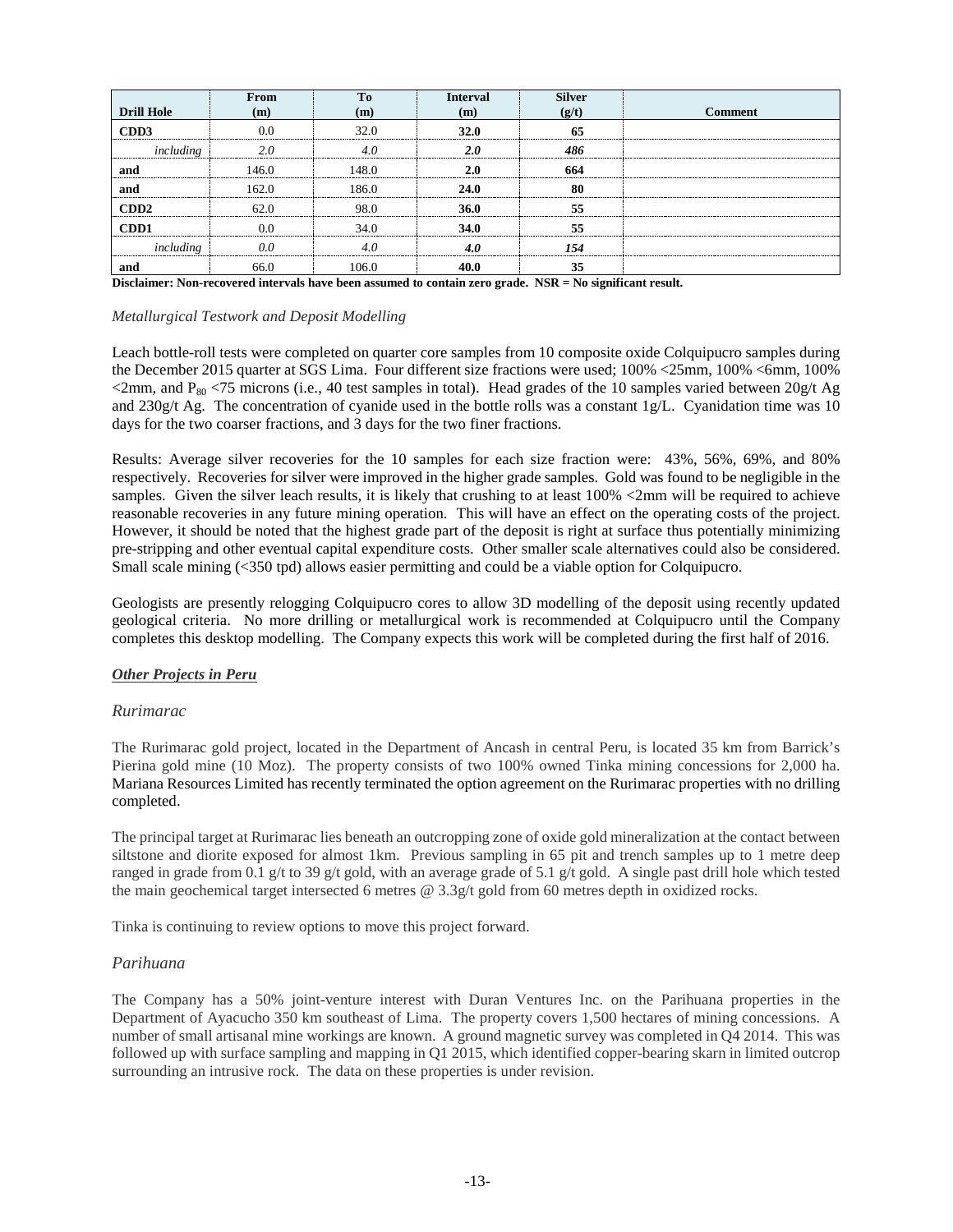| Drill Hole | From (m) | To (m) | Interval (m) | Silver (g/t) | Comment |
|---|---|---|---|---|---|
| **CDD3** | 0.0 | 32.0 | **32.0** | **65** | |
| *including* | *2.0* | *4.0* | ***2.0*** | ***486*** | |
| **and** | 146.0 | 148.0 | **2.0** | **664** | |
| **and** | 162.0 | 186.0 | **24.0** | **80** | |
| **CDD2** | 62.0 | 98.0 | **36.0** | **55** | |
| **CDD1** | 0.0 | 34.0 | **34.0** | **55** | |
| *including* | *0.0* | *4.0* | ***4.0*** | ***154*** | |
| **and** | 66.0 | 106.0 | **40.0** | **35** | |

**Disclaimer: Non-recovered intervals have been assumed to contain zero grade. NSR = No significant result.**

*Metallurgical Testwork and Deposit Modelling*

Leach bottle-roll tests were completed on quarter core samples from 10 composite oxide Colquipucro samples during the December 2015 quarter at SGS Lima. Four different size fractions were used; 100% <25mm, 100% <6mm, 100% <2mm, and $P_{80}$ <75 microns (i.e., 40 test samples in total). Head grades of the 10 samples varied between 20g/t Ag and 230g/t Ag. The concentration of cyanide used in the bottle rolls was a constant 1g/L. Cyanidation time was 10 days for the two coarser fractions, and 3 days for the two finer fractions.

Results: Average silver recoveries for the 10 samples for each size fraction were: 43%, 56%, 69%, and 80% respectively. Recoveries for silver were improved in the higher grade samples. Gold was found to be negligible in the samples. Given the silver leach results, it is likely that crushing to at least 100% <2mm will be required to achieve reasonable recoveries in any future mining operation. This will have an effect on the operating costs of the project. However, it should be noted that the highest grade part of the deposit is right at surface thus potentially minimizing pre-stripping and other eventual capital expenditure costs. Other smaller scale alternatives could also be considered. Small scale mining (<350 tpd) allows easier permitting and could be a viable option for Colquipucro.

Geologists are presently relogging Colquipucro cores to allow 3D modelling of the deposit using recently updated geological criteria. No more drilling or metallurgical work is recommended at Colquipucro until the Company completes this desktop modelling. The Company expects this work will be completed during the first half of 2016.

***Other Projects in Peru***

*Rurimarac*

The Rurimarac gold project, located in the Department of Ancash in central Peru, is located 35 km from Barrick's Pierina gold mine (10 Moz). The property consists of two 100% owned Tinka mining concessions for 2,000 ha. Mariana Resources Limited has recently terminated the option agreement on the Rurimarac properties with no drilling completed.

The principal target at Rurimarac lies beneath an outcropping zone of oxide gold mineralization at the contact between siltstone and diorite exposed for almost 1km. Previous sampling in 65 pit and trench samples up to 1 metre deep ranged in grade from 0.1 g/t to 39 g/t gold, with an average grade of 5.1 g/t gold. A single past drill hole which tested the main geochemical target intersected 6 metres @ 3.3g/t gold from 60 metres depth in oxidized rocks.

Tinka is continuing to review options to move this project forward.

*Parihuana*

The Company has a 50% joint-venture interest with Duran Ventures Inc. on the Parihuana properties in the Department of Ayacucho 350 km southeast of Lima. The property covers 1,500 hectares of mining concessions. A number of small artisanal mine workings are known. A ground magnetic survey was completed in Q4 2014. This was followed up with surface sampling and mapping in Q1 2015, which identified copper-bearing skarn in limited outcrop surrounding an intrusive rock. The data on these properties is under revision.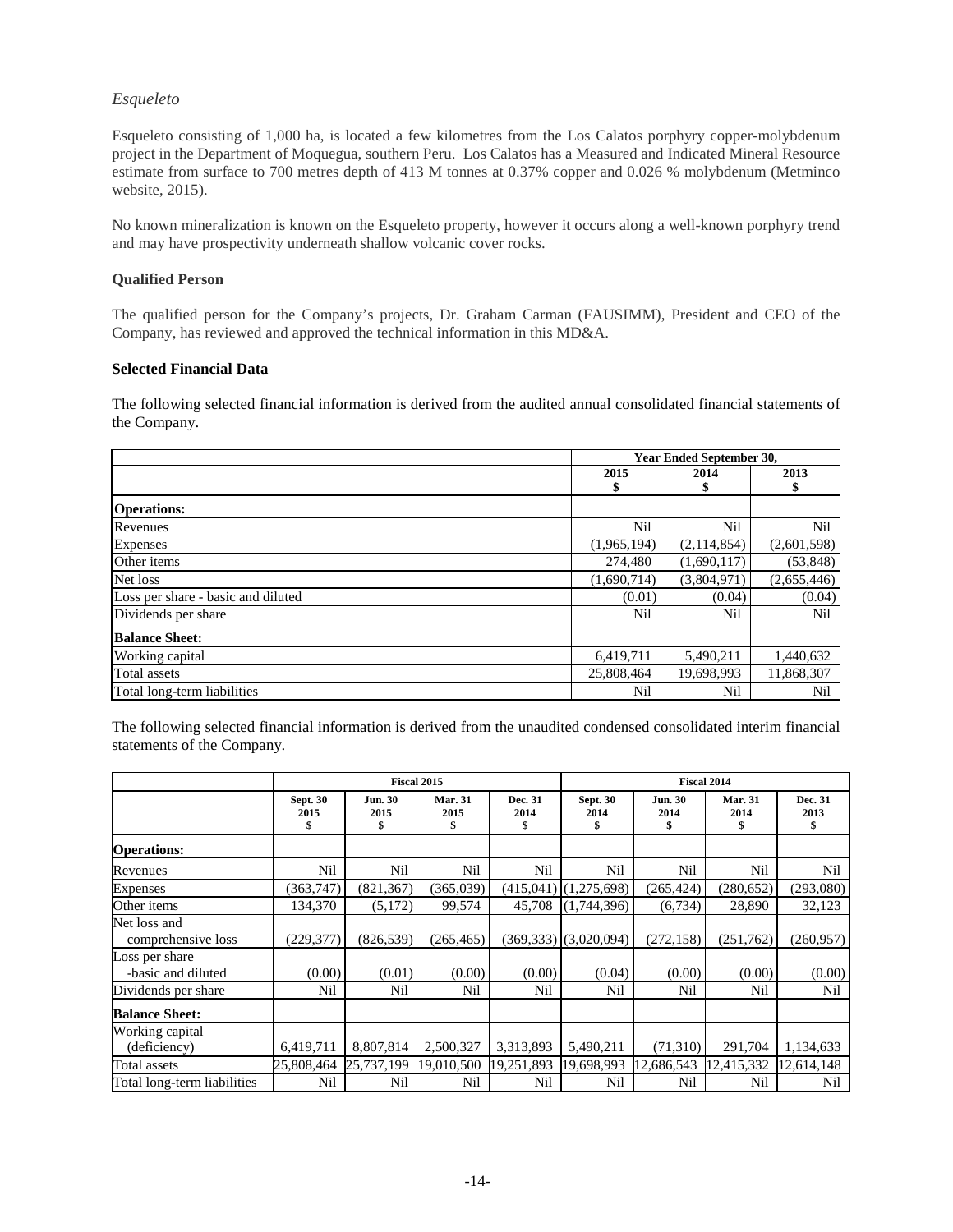### *Esqueleto*

Esqueleto consisting of 1,000 ha, is located a few kilometres from the Los Calatos porphyry copper-molybdenum project in the Department of Moquegua, southern Peru. Los Calatos has a Measured and Indicated Mineral Resource estimate from surface to 700 metres depth of 413 M tonnes at 0.37% copper and 0.026 % molybdenum (Metminco website, 2015).

No known mineralization is known on the Esqueleto property, however it occurs along a well-known porphyry trend and may have prospectivity underneath shallow volcanic cover rocks.

**Qualified Person**

The qualified person for the Company's projects, Dr. Graham Carman (FAUSIMM), President and CEO of the Company, has reviewed and approved the technical information in this MD&A.

**Selected Financial Data**

The following selected financial information is derived from the audited annual consolidated financial statements of the Company.

| | Year Ended September 30, | | |
|---|---|---|---|
| | 2015 $ | 2014 $ | 2013 $ |
| **Operations:** | | | |
| Revenues | Nil | Nil | Nil |
| Expenses | (1,965,194) | (2,114,854) | (2,601,598) |
| Other items | 274,480 | (1,690,117) | (53,848) |
| Net loss | (1,690,714) | (3,804,971) | (2,655,446) |
| Loss per share - basic and diluted | (0.01) | (0.04) | (0.04) |
| Dividends per share | Nil | Nil | Nil |
| **Balance Sheet:** | | | |
| Working capital | 6,419,711 | 5,490,211 | 1,440,632 |
| Total assets | 25,808,464 | 19,698,993 | 11,868,307 |
| Total long-term liabilities | Nil | Nil | Nil |

The following selected financial information is derived from the unaudited condensed consolidated interim financial statements of the Company.

| | Fiscal 2015 | | | | Fiscal 2014 | | | |
|---|---|---|---|---|---|---|---|---|
| | Sept. 30 2015 $ | Jun. 30 2015 $ | Mar. 31 2015 $ | Dec. 31 2014 $ | Sept. 30 2014 $ | Jun. 30 2014 $ | Mar. 31 2014 $ | Dec. 31 2013 $ |
| **Operations:** | | | | | | | | |
| Revenues | Nil | Nil | Nil | Nil | Nil | Nil | Nil | Nil |
| Expenses | (363,747) | (821,367) | (365,039) | (415,041) | (1,275,698) | (265,424) | (280,652) | (293,080) |
| Other items | 134,370 | (5,172) | 99,574 | 45,708 | (1,744,396) | (6,734) | 28,890 | 32,123 |
| Net loss and comprehensive loss | (229,377) | (826,539) | (265,465) | (369,333) | (3,020,094) | (272,158) | (251,762) | (260,957) |
| Loss per share -basic and diluted | (0.00) | (0.01) | (0.00) | (0.00) | (0.04) | (0.00) | (0.00) | (0.00) |
| Dividends per share | Nil | Nil | Nil | Nil | Nil | Nil | Nil | Nil |
| **Balance Sheet:** | | | | | | | | |
| Working capital (deficiency) | 6,419,711 | 8,807,814 | 2,500,327 | 3,313,893 | 5,490,211 | (71,310) | 291,704 | 1,134,633 |
| Total assets | 25,808,464 | 25,737,199 | 19,010,500 | 19,251,893 | 19,698,993 | 12,686,543 | 12,415,332 | 12,614,148 |
| Total long-term liabilities | Nil | Nil | Nil | Nil | Nil | Nil | Nil | Nil |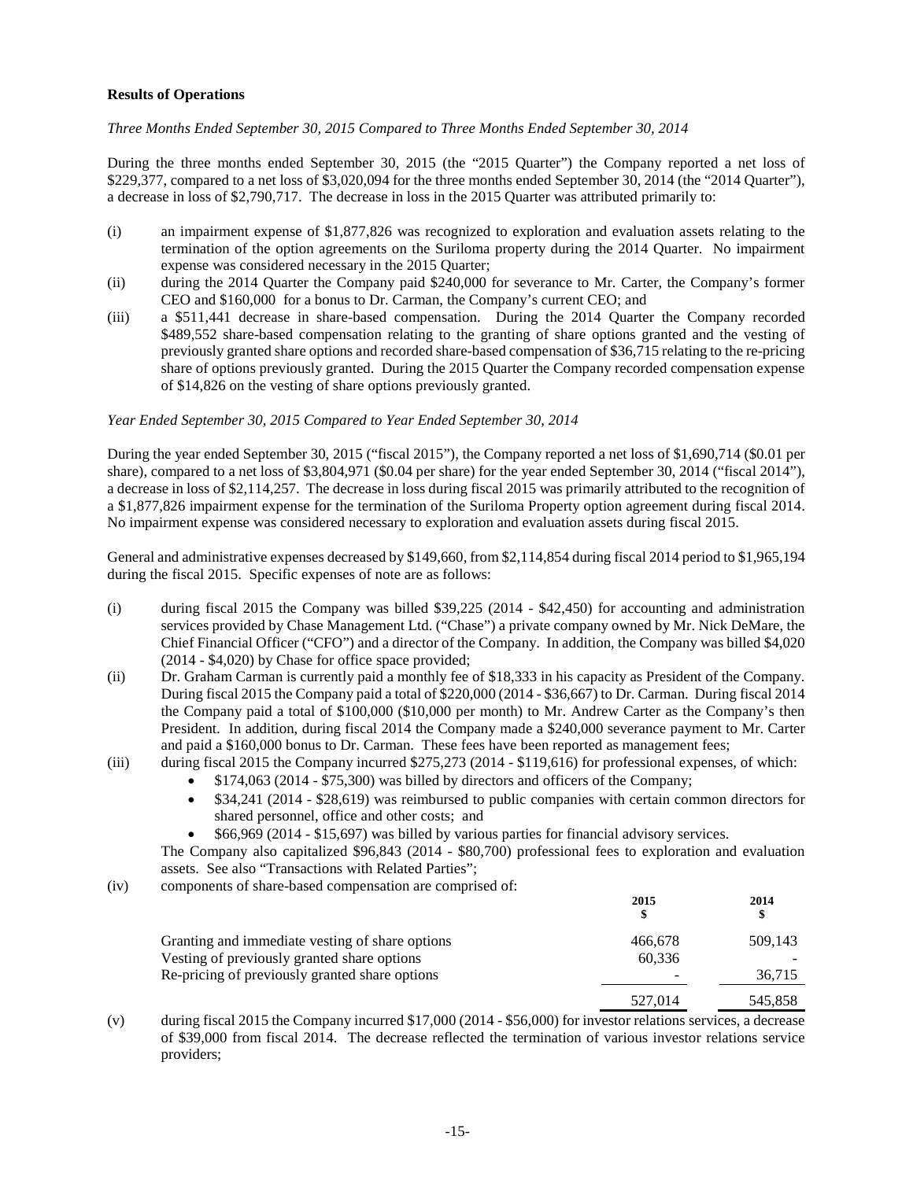**Results of Operations**

*Three Months Ended September 30, 2015 Compared to Three Months Ended September 30, 2014*

During the three months ended September 30, 2015 (the "2015 Quarter") the Company reported a net loss of \$229,377, compared to a net loss of \$3,020,094 for the three months ended September 30, 2014 (the "2014 Quarter"), a decrease in loss of \$2,790,717. The decrease in loss in the 2015 Quarter was attributed primarily to:

(i) an impairment expense of \$1,877,826 was recognized to exploration and evaluation assets relating to the termination of the option agreements on the Suriloma property during the 2014 Quarter. No impairment expense was considered necessary in the 2015 Quarter;

(ii) during the 2014 Quarter the Company paid \$240,000 for severance to Mr. Carter, the Company's former CEO and \$160,000 for a bonus to Dr. Carman, the Company's current CEO; and

(iii) a \$511,441 decrease in share-based compensation. During the 2014 Quarter the Company recorded \$489,552 share-based compensation relating to the granting of share options granted and the vesting of previously granted share options and recorded share-based compensation of \$36,715 relating to the re-pricing share of options previously granted. During the 2015 Quarter the Company recorded compensation expense of \$14,826 on the vesting of share options previously granted.

*Year Ended September 30, 2015 Compared to Year Ended September 30, 2014*

During the year ended September 30, 2015 ("fiscal 2015"), the Company reported a net loss of \$1,690,714 (\$0.01 per share), compared to a net loss of \$3,804,971 (\$0.04 per share) for the year ended September 30, 2014 ("fiscal 2014"), a decrease in loss of \$2,114,257. The decrease in loss during fiscal 2015 was primarily attributed to the recognition of a \$1,877,826 impairment expense for the termination of the Suriloma Property option agreement during fiscal 2014. No impairment expense was considered necessary to exploration and evaluation assets during fiscal 2015.

General and administrative expenses decreased by \$149,660, from \$2,114,854 during fiscal 2014 period to \$1,965,194 during the fiscal 2015. Specific expenses of note are as follows:

(i) during fiscal 2015 the Company was billed \$39,225 (2014 - \$42,450) for accounting and administration services provided by Chase Management Ltd. ("Chase") a private company owned by Mr. Nick DeMare, the Chief Financial Officer ("CFO") and a director of the Company. In addition, the Company was billed \$4,020 (2014 - \$4,020) by Chase for office space provided;

(ii) Dr. Graham Carman is currently paid a monthly fee of \$18,333 in his capacity as President of the Company. During fiscal 2015 the Company paid a total of \$220,000 (2014 - \$36,667) to Dr. Carman. During fiscal 2014 the Company paid a total of \$100,000 (\$10,000 per month) to Mr. Andrew Carter as the Company's then President. In addition, during fiscal 2014 the Company made a \$240,000 severance payment to Mr. Carter and paid a \$160,000 bonus to Dr. Carman. These fees have been reported as management fees;

(iii) during fiscal 2015 the Company incurred \$275,273 (2014 - \$119,616) for professional expenses, of which:
   - \$174,063 (2014 - \$75,300) was billed by directors and officers of the Company;
   - \$34,241 (2014 - \$28,619) was reimbursed to public companies with certain common directors for shared personnel, office and other costs; and
   - \$66,969 (2014 - \$15,697) was billed by various parties for financial advisory services.

   The Company also capitalized \$96,843 (2014 - \$80,700) professional fees to exploration and evaluation assets. See also "Transactions with Related Parties";

(iv) components of share-based compensation are comprised of:

| | 2015<br>\$ | 2014<br>\$ |
|---|---|---|
| Granting and immediate vesting of share options | 466,678 | 509,143 |
| Vesting of previously granted share options | 60,336 | - |
| Re-pricing of previously granted share options | - | 36,715 |
| | 527,014 | 545,858 |

(v) during fiscal 2015 the Company incurred \$17,000 (2014 - \$56,000) for investor relations services, a decrease of \$39,000 from fiscal 2014. The decrease reflected the termination of various investor relations service providers;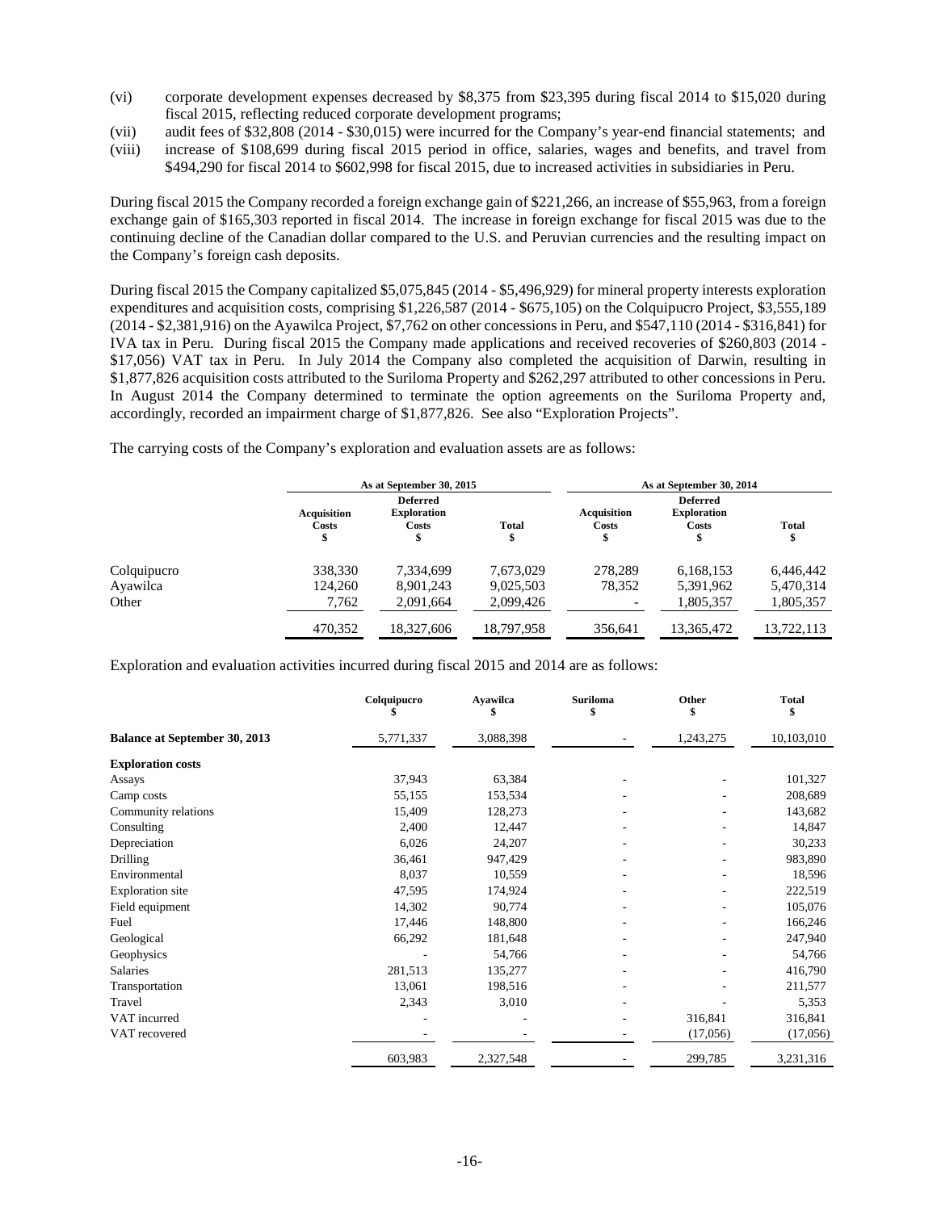(vi) corporate development expenses decreased by $8,375 from $23,395 during fiscal 2014 to $15,020 during fiscal 2015, reflecting reduced corporate development programs;

(vii) audit fees of $32,808 (2014 - $30,015) were incurred for the Company's year-end financial statements; and

(viii) increase of $108,699 during fiscal 2015 period in office, salaries, wages and benefits, and travel from $494,290 for fiscal 2014 to $602,998 for fiscal 2015, due to increased activities in subsidiaries in Peru.

During fiscal 2015 the Company recorded a foreign exchange gain of $221,266, an increase of $55,963, from a foreign exchange gain of $165,303 reported in fiscal 2014. The increase in foreign exchange for fiscal 2015 was due to the continuing decline of the Canadian dollar compared to the U.S. and Peruvian currencies and the resulting impact on the Company's foreign cash deposits.

During fiscal 2015 the Company capitalized $5,075,845 (2014 - $5,496,929) for mineral property interests exploration expenditures and acquisition costs, comprising $1,226,587 (2014 - $675,105) on the Colquipucro Project, $3,555,189 (2014 - $2,381,916) on the Ayawilca Project, $7,762 on other concessions in Peru, and $547,110 (2014 - $316,841) for IVA tax in Peru. During fiscal 2015 the Company made applications and received recoveries of $260,803 (2014 - $17,056) VAT tax in Peru. In July 2014 the Company also completed the acquisition of Darwin, resulting in $1,877,826 acquisition costs attributed to the Suriloma Property and $262,297 attributed to other concessions in Peru. In August 2014 the Company determined to terminate the option agreements on the Suriloma Property and, accordingly, recorded an impairment charge of $1,877,826. See also "Exploration Projects".

The carrying costs of the Company's exploration and evaluation assets are as follows:

| | As at September 30, 2015 | | | As at September 30, 2014 | | |
|---|---|---|---|---|---|---|
| | Acquisition Costs $ | Deferred Exploration Costs $ | Total $ | Acquisition Costs $ | Deferred Exploration Costs $ | Total $ |
| Colquipucro | 338,330 | 7,334,699 | 7,673,029 | 278,289 | 6,168,153 | 6,446,442 |
| Ayawilca | 124,260 | 8,901,243 | 9,025,503 | 78,352 | 5,391,962 | 5,470,314 |
| Other | 7,762 | 2,091,664 | 2,099,426 | - | 1,805,357 | 1,805,357 |
| | 470,352 | 18,327,606 | 18,797,958 | 356,641 | 13,365,472 | 13,722,113 |

Exploration and evaluation activities incurred during fiscal 2015 and 2014 are as follows:

| | Colquipucro $ | Ayawilca $ | Suriloma $ | Other $ | Total $ |
|---|---|---|---|---|---|
| **Balance at September 30, 2013** | 5,771,337 | 3,088,398 | - | 1,243,275 | 10,103,010 |
| **Exploration costs** | | | | | |
| Assays | 37,943 | 63,384 | - | - | 101,327 |
| Camp costs | 55,155 | 153,534 | - | - | 208,689 |
| Community relations | 15,409 | 128,273 | - | - | 143,682 |
| Consulting | 2,400 | 12,447 | - | - | 14,847 |
| Depreciation | 6,026 | 24,207 | - | - | 30,233 |
| Drilling | 36,461 | 947,429 | - | - | 983,890 |
| Environmental | 8,037 | 10,559 | - | - | 18,596 |
| Exploration site | 47,595 | 174,924 | - | - | 222,519 |
| Field equipment | 14,302 | 90,774 | - | - | 105,076 |
| Fuel | 17,446 | 148,800 | - | - | 166,246 |
| Geological | 66,292 | 181,648 | - | - | 247,940 |
| Geophysics | - | 54,766 | - | - | 54,766 |
| Salaries | 281,513 | 135,277 | - | - | 416,790 |
| Transportation | 13,061 | 198,516 | - | - | 211,577 |
| Travel | 2,343 | 3,010 | - | - | 5,353 |
| VAT incurred | - | - | - | 316,841 | 316,841 |
| VAT recovered | - | - | - | (17,056) | (17,056) |
| | 603,983 | 2,327,548 | - | 299,785 | 3,231,316 |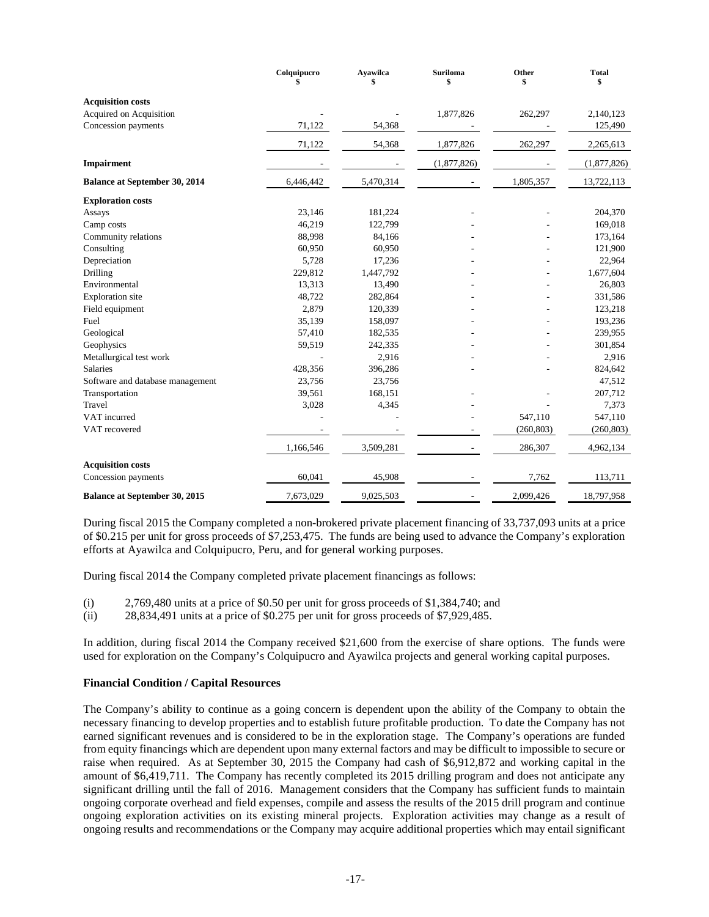| | Colquipucro<br>$ | Ayawilca<br>$ | Suriloma<br>$ | Other<br>$ | Total<br>$ |
|---|---|---|---|---|---|
| **Acquisition costs** | | | | | |
| Acquired on Acquisition | - | - | 1,877,826 | 262,297 | 2,140,123 |
| Concession payments | 71,122 | 54,368 | - | - | 125,490 |
| | 71,122 | 54,368 | 1,877,826 | 262,297 | 2,265,613 |
| **Impairment** | - | - | (1,877,826) | - | (1,877,826) |
| **Balance at September 30, 2014** | 6,446,442 | 5,470,314 | - | 1,805,357 | 13,722,113 |
| **Exploration costs** | | | | | |
| Assays | 23,146 | 181,224 | - | - | 204,370 |
| Camp costs | 46,219 | 122,799 | - | - | 169,018 |
| Community relations | 88,998 | 84,166 | - | - | 173,164 |
| Consulting | 60,950 | 60,950 | - | - | 121,900 |
| Depreciation | 5,728 | 17,236 | - | - | 22,964 |
| Drilling | 229,812 | 1,447,792 | - | - | 1,677,604 |
| Environmental | 13,313 | 13,490 | - | - | 26,803 |
| Exploration site | 48,722 | 282,864 | - | - | 331,586 |
| Field equipment | 2,879 | 120,339 | - | - | 123,218 |
| Fuel | 35,139 | 158,097 | - | - | 193,236 |
| Geological | 57,410 | 182,535 | - | - | 239,955 |
| Geophysics | 59,519 | 242,335 | - | - | 301,854 |
| Metallurgical test work | - | 2,916 | - | - | 2,916 |
| Salaries | 428,356 | 396,286 | - | - | 824,642 |
| Software and database management | 23,756 | 23,756 | | | 47,512 |
| Transportation | 39,561 | 168,151 | - | - | 207,712 |
| Travel | 3,028 | 4,345 | - | - | 7,373 |
| VAT incurred | - | - | - | 547,110 | 547,110 |
| VAT recovered | - | - | - | (260,803) | (260,803) |
| | 1,166,546 | 3,509,281 | - | 286,307 | 4,962,134 |
| **Acquisition costs** | | | | | |
| Concession payments | 60,041 | 45,908 | - | 7,762 | 113,711 |
| **Balance at September 30, 2015** | 7,673,029 | 9,025,503 | - | 2,099,426 | 18,797,958 |

During fiscal 2015 the Company completed a non-brokered private placement financing of 33,737,093 units at a price of $0.215 per unit for gross proceeds of $7,253,475. The funds are being used to advance the Company's exploration efforts at Ayawilca and Colquipucro, Peru, and for general working purposes.

During fiscal 2014 the Company completed private placement financings as follows:

(i) 2,769,480 units at a price of $0.50 per unit for gross proceeds of $1,384,740; and
(ii) 28,834,491 units at a price of $0.275 per unit for gross proceeds of $7,929,485.

In addition, during fiscal 2014 the Company received $21,600 from the exercise of share options. The funds were used for exploration on the Company's Colquipucro and Ayawilca projects and general working capital purposes.

### Financial Condition / Capital Resources

The Company's ability to continue as a going concern is dependent upon the ability of the Company to obtain the necessary financing to develop properties and to establish future profitable production. To date the Company has not earned significant revenues and is considered to be in the exploration stage. The Company's operations are funded from equity financings which are dependent upon many external factors and may be difficult to impossible to secure or raise when required. As at September 30, 2015 the Company had cash of $6,912,872 and working capital in the amount of $6,419,711. The Company has recently completed its 2015 drilling program and does not anticipate any significant drilling until the fall of 2016. Management considers that the Company has sufficient funds to maintain ongoing corporate overhead and field expenses, compile and assess the results of the 2015 drill program and continue ongoing exploration activities on its existing mineral projects. Exploration activities may change as a result of ongoing results and recommendations or the Company may acquire additional properties which may entail significant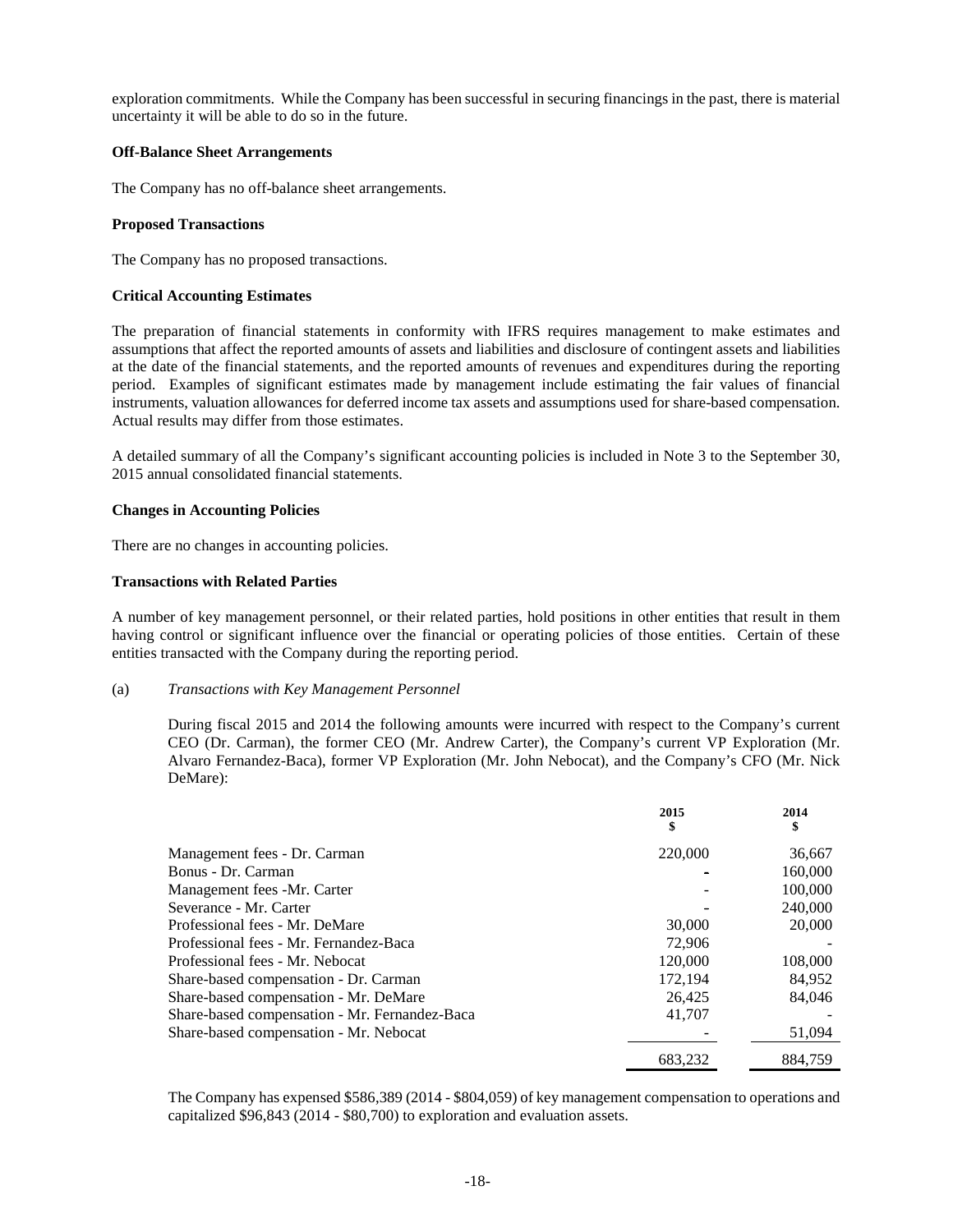exploration commitments. While the Company has been successful in securing financings in the past, there is material uncertainty it will be able to do so in the future.

**Off-Balance Sheet Arrangements**

The Company has no off-balance sheet arrangements.

**Proposed Transactions**

The Company has no proposed transactions.

**Critical Accounting Estimates**

The preparation of financial statements in conformity with IFRS requires management to make estimates and assumptions that affect the reported amounts of assets and liabilities and disclosure of contingent assets and liabilities at the date of the financial statements, and the reported amounts of revenues and expenditures during the reporting period. Examples of significant estimates made by management include estimating the fair values of financial instruments, valuation allowances for deferred income tax assets and assumptions used for share-based compensation. Actual results may differ from those estimates.

A detailed summary of all the Company's significant accounting policies is included in Note 3 to the September 30, 2015 annual consolidated financial statements.

**Changes in Accounting Policies**

There are no changes in accounting policies.

**Transactions with Related Parties**

A number of key management personnel, or their related parties, hold positions in other entities that result in them having control or significant influence over the financial or operating policies of those entities. Certain of these entities transacted with the Company during the reporting period.

(a) *Transactions with Key Management Personnel*

During fiscal 2015 and 2014 the following amounts were incurred with respect to the Company's current CEO (Dr. Carman), the former CEO (Mr. Andrew Carter), the Company's current VP Exploration (Mr. Alvaro Fernandez-Baca), former VP Exploration (Mr. John Nebocat), and the Company's CFO (Mr. Nick DeMare):

| | 2015<br>$ | 2014<br>$ |
|---|---|---|
| Management fees - Dr. Carman | 220,000 | 36,667 |
| Bonus - Dr. Carman | - | 160,000 |
| Management fees -Mr. Carter | - | 100,000 |
| Severance - Mr. Carter | - | 240,000 |
| Professional fees - Mr. DeMare | 30,000 | 20,000 |
| Professional fees - Mr. Fernandez-Baca | 72,906 | - |
| Professional fees - Mr. Nebocat | 120,000 | 108,000 |
| Share-based compensation - Dr. Carman | 172,194 | 84,952 |
| Share-based compensation - Mr. DeMare | 26,425 | 84,046 |
| Share-based compensation - Mr. Fernandez-Baca | 41,707 | - |
| Share-based compensation - Mr. Nebocat | - | 51,094 |
| | 683,232 | 884,759 |

The Company has expensed $586,389 (2014 - $804,059) of key management compensation to operations and capitalized $96,843 (2014 - $80,700) to exploration and evaluation assets.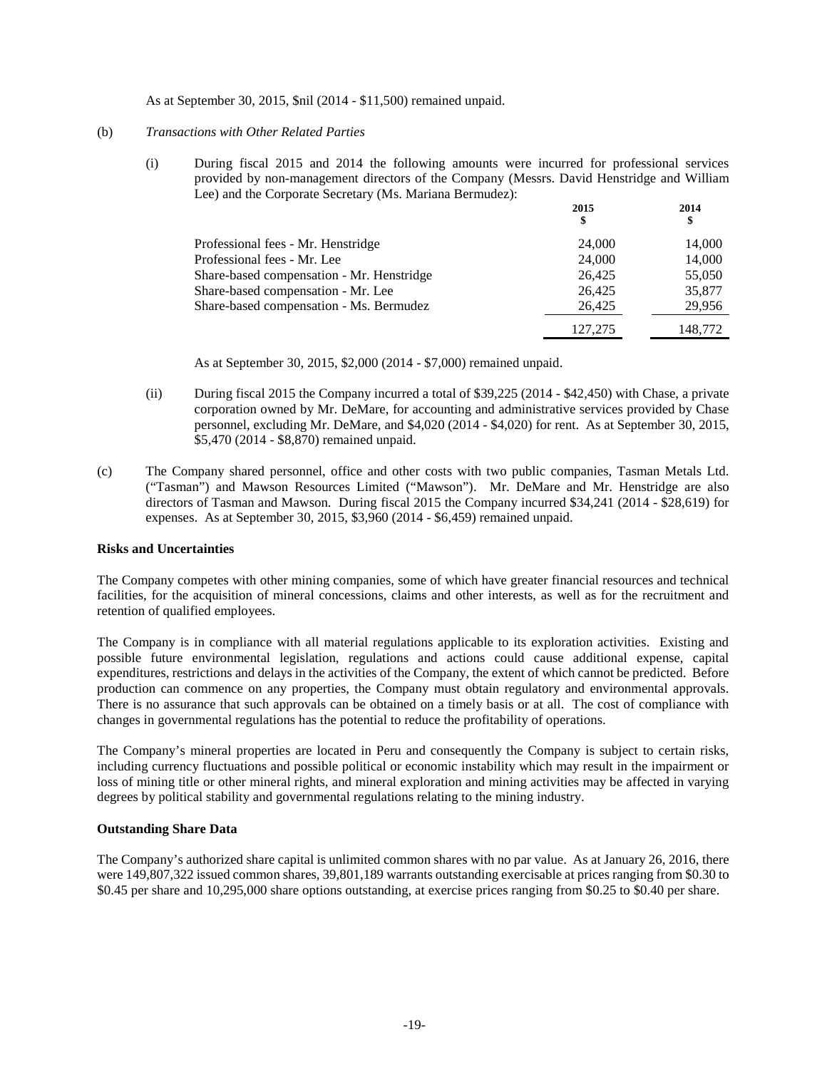As at September 30, 2015, $nil (2014 - $11,500) remained unpaid.

(b) *Transactions with Other Related Parties*

(i) During fiscal 2015 and 2014 the following amounts were incurred for professional services provided by non-management directors of the Company (Messrs. David Henstridge and William Lee) and the Corporate Secretary (Ms. Mariana Bermudez):

| | 2015<br>$ | 2014<br>$ |
|---|---|---|
| Professional fees - Mr. Henstridge | 24,000 | 14,000 |
| Professional fees - Mr. Lee | 24,000 | 14,000 |
| Share-based compensation - Mr. Henstridge | 26,425 | 55,050 |
| Share-based compensation - Mr. Lee | 26,425 | 35,877 |
| Share-based compensation - Ms. Bermudez | 26,425 | 29,956 |
| | 127,275 | 148,772 |

As at September 30, 2015, $2,000 (2014 - $7,000) remained unpaid.

(ii) During fiscal 2015 the Company incurred a total of $39,225 (2014 - $42,450) with Chase, a private corporation owned by Mr. DeMare, for accounting and administrative services provided by Chase personnel, excluding Mr. DeMare, and $4,020 (2014 - $4,020) for rent. As at September 30, 2015, $5,470 (2014 - $8,870) remained unpaid.

(c) The Company shared personnel, office and other costs with two public companies, Tasman Metals Ltd. ("Tasman") and Mawson Resources Limited ("Mawson"). Mr. DeMare and Mr. Henstridge are also directors of Tasman and Mawson. During fiscal 2015 the Company incurred $34,241 (2014 - $28,619) for expenses. As at September 30, 2015, $3,960 (2014 - $6,459) remained unpaid.

**Risks and Uncertainties**

The Company competes with other mining companies, some of which have greater financial resources and technical facilities, for the acquisition of mineral concessions, claims and other interests, as well as for the recruitment and retention of qualified employees.

The Company is in compliance with all material regulations applicable to its exploration activities. Existing and possible future environmental legislation, regulations and actions could cause additional expense, capital expenditures, restrictions and delays in the activities of the Company, the extent of which cannot be predicted. Before production can commence on any properties, the Company must obtain regulatory and environmental approvals. There is no assurance that such approvals can be obtained on a timely basis or at all. The cost of compliance with changes in governmental regulations has the potential to reduce the profitability of operations.

The Company's mineral properties are located in Peru and consequently the Company is subject to certain risks, including currency fluctuations and possible political or economic instability which may result in the impairment or loss of mining title or other mineral rights, and mineral exploration and mining activities may be affected in varying degrees by political stability and governmental regulations relating to the mining industry.

**Outstanding Share Data**

The Company's authorized share capital is unlimited common shares with no par value. As at January 26, 2016, there were 149,807,322 issued common shares, 39,801,189 warrants outstanding exercisable at prices ranging from $0.30 to $0.45 per share and 10,295,000 share options outstanding, at exercise prices ranging from $0.25 to $0.40 per share.